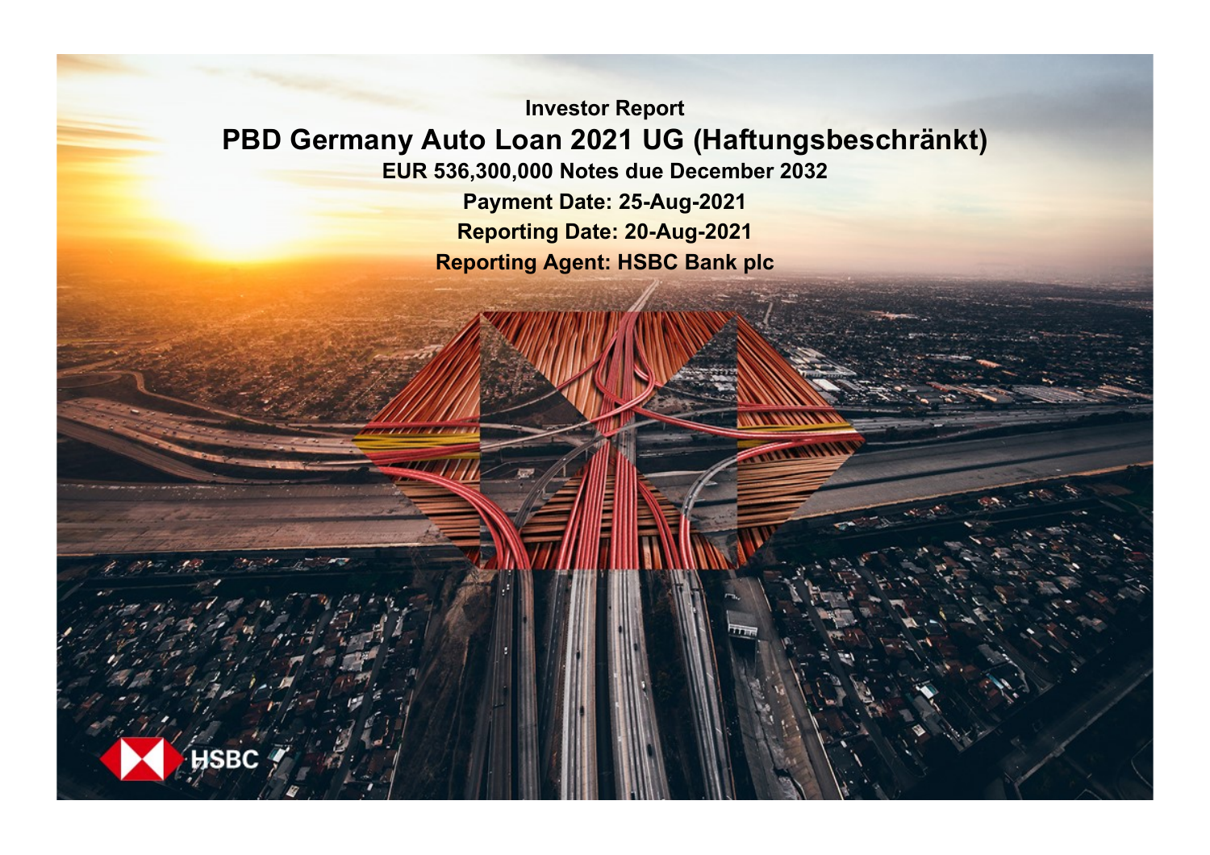**Investor Report**

# PBD Germany Auto Loan 2021 UG (Haftungsbeschränkt)

**EUR 536,300,000 Notes due December 2032**

**Payment Date: 25-Aug-2021**

**Reporting Date: 20-Aug-2021**

**Reporting Agent: HSBC Bank plc**

HSBC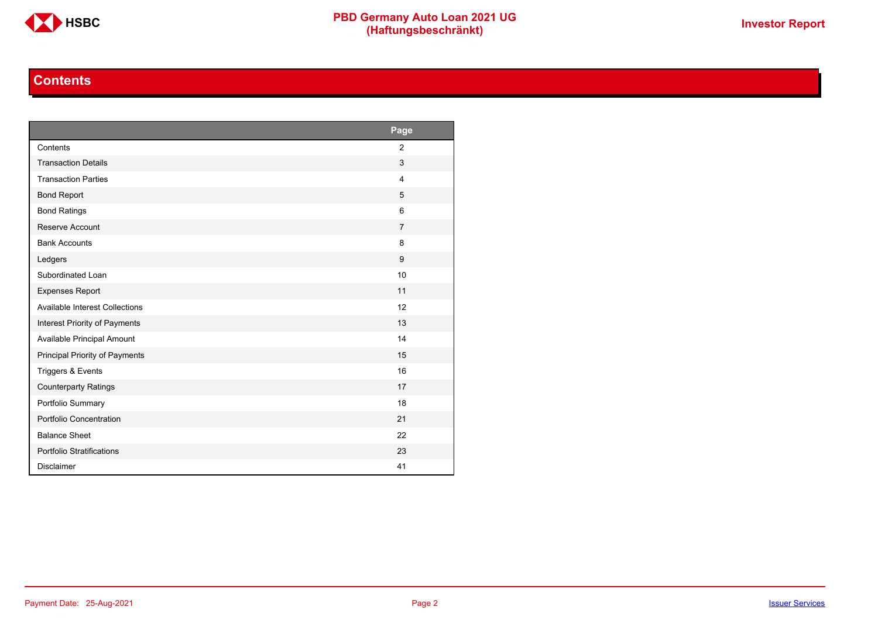## Contents

| | Page |
|---|---|
| Contents | 2 |
| Transaction Details | 3 |
| Transaction Parties | 4 |
| Bond Report | 5 |
| Bond Ratings | 6 |
| Reserve Account | 7 |
| Bank Accounts | 8 |
| Ledgers | 9 |
| Subordinated Loan | 10 |
| Expenses Report | 11 |
| Available Interest Collections | 12 |
| Interest Priority of Payments | 13 |
| Available Principal Amount | 14 |
| Principal Priority of Payments | 15 |
| Triggers & Events | 16 |
| Counterparty Ratings | 17 |
| Portfolio Summary | 18 |
| Portfolio Concentration | 21 |
| Balance Sheet | 22 |
| Portfolio Stratifications | 23 |
| Disclaimer | 41 |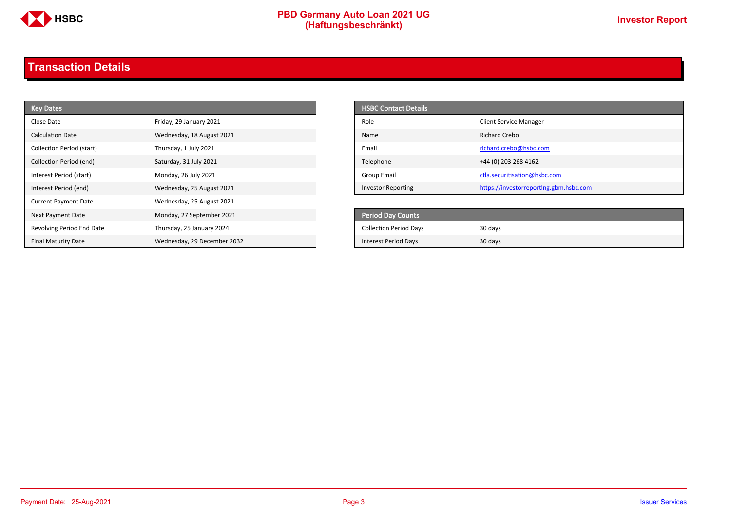# Transaction Details

| Key Dates | |
|---|---|
| Close Date | Friday, 29 January 2021 |
| Calculation Date | Wednesday, 18 August 2021 |
| Collection Period (start) | Thursday, 1 July 2021 |
| Collection Period (end) | Saturday, 31 July 2021 |
| Interest Period (start) | Monday, 26 July 2021 |
| Interest Period (end) | Wednesday, 25 August 2021 |
| Current Payment Date | Wednesday, 25 August 2021 |
| Next Payment Date | Monday, 27 September 2021 |
| Revolving Period End Date | Thursday, 25 January 2024 |
| Final Maturity Date | Wednesday, 29 December 2032 |

| HSBC Contact Details | |
|---|---|
| Role | Client Service Manager |
| Name | Richard Crebo |
| Email | richard.crebo@hsbc.com |
| Telephone | +44 (0) 203 268 4162 |
| Group Email | ctla.securitisation@hsbc.com |
| Investor Reporting | https://investorreporting.gbm.hsbc.com |

| Period Day Counts | |
|---|---|
| Collection Period Days | 30 days |
| Interest Period Days | 30 days |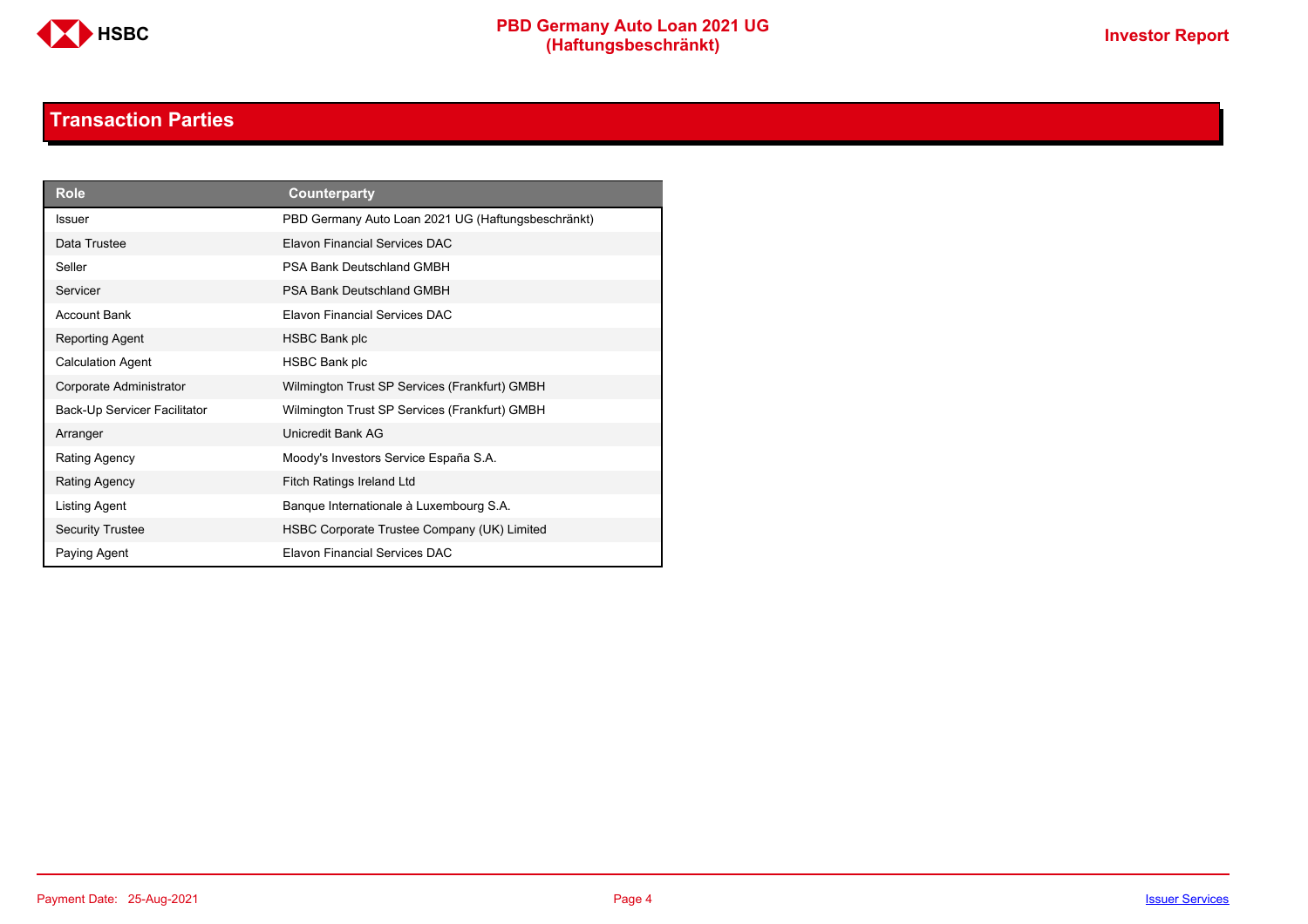## Transaction Parties

| Role | Counterparty |
|---|---|
| Issuer | PBD Germany Auto Loan 2021 UG (Haftungsbeschränkt) |
| Data Trustee | Elavon Financial Services DAC |
| Seller | PSA Bank Deutschland GMBH |
| Servicer | PSA Bank Deutschland GMBH |
| Account Bank | Elavon Financial Services DAC |
| Reporting Agent | HSBC Bank plc |
| Calculation Agent | HSBC Bank plc |
| Corporate Administrator | Wilmington Trust SP Services (Frankfurt) GMBH |
| Back-Up Servicer Facilitator | Wilmington Trust SP Services (Frankfurt) GMBH |
| Arranger | Unicredit Bank AG |
| Rating Agency | Moody's Investors Service España S.A. |
| Rating Agency | Fitch Ratings Ireland Ltd |
| Listing Agent | Banque Internationale à Luxembourg S.A. |
| Security Trustee | HSBC Corporate Trustee Company (UK) Limited |
| Paying Agent | Elavon Financial Services DAC |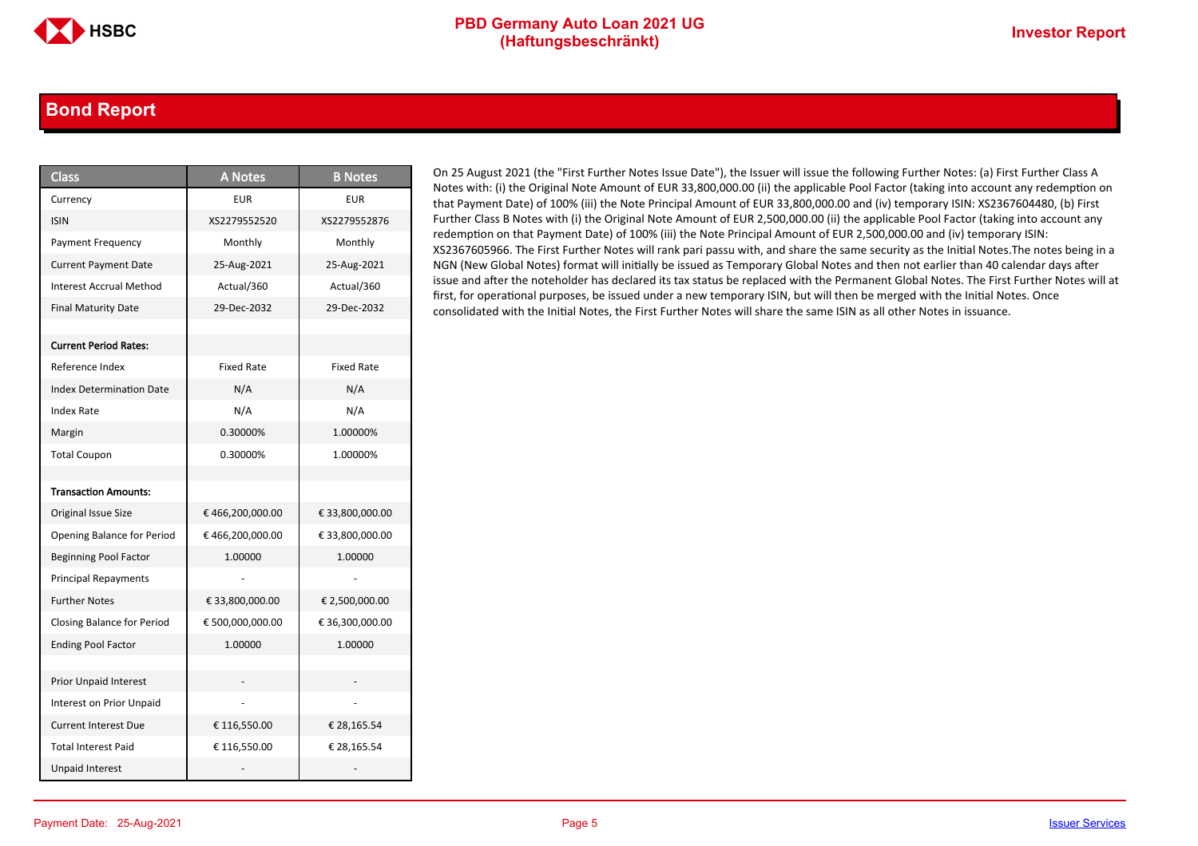## Bond Report

| Class | A Notes | B Notes |
|---|---|---|
| Currency | EUR | EUR |
| ISIN | XS2279552520 | XS2279552876 |
| Payment Frequency | Monthly | Monthly |
| Current Payment Date | 25-Aug-2021 | 25-Aug-2021 |
| Interest Accrual Method | Actual/360 | Actual/360 |
| Final Maturity Date | 29-Dec-2032 | 29-Dec-2032 |
| | | |
| **Current Period Rates:** | | |
| Reference Index | Fixed Rate | Fixed Rate |
| Index Determination Date | N/A | N/A |
| Index Rate | N/A | N/A |
| Margin | 0.30000% | 1.00000% |
| Total Coupon | 0.30000% | 1.00000% |
| | | |
| **Transaction Amounts:** | | |
| Original Issue Size | € 466,200,000.00 | € 33,800,000.00 |
| Opening Balance for Period | € 466,200,000.00 | € 33,800,000.00 |
| Beginning Pool Factor | 1.00000 | 1.00000 |
| Principal Repayments | - | - |
| Further Notes | € 33,800,000.00 | € 2,500,000.00 |
| Closing Balance for Period | € 500,000,000.00 | € 36,300,000.00 |
| Ending Pool Factor | 1.00000 | 1.00000 |
| | | |
| Prior Unpaid Interest | - | - |
| Interest on Prior Unpaid | - | - |
| Current Interest Due | € 116,550.00 | € 28,165.54 |
| Total Interest Paid | € 116,550.00 | € 28,165.54 |
| Unpaid Interest | - | - |

On 25 August 2021 (the "First Further Notes Issue Date"), the Issuer will issue the following Further Notes: (a) First Further Class A Notes with: (i) the Original Note Amount of EUR 33,800,000.00 (ii) the applicable Pool Factor (taking into account any redemption on that Payment Date) of 100% (iii) the Note Principal Amount of EUR 33,800,000.00 and (iv) temporary ISIN: XS2367604480, (b) First Further Class B Notes with (i) the Original Note Amount of EUR 2,500,000.00 (ii) the applicable Pool Factor (taking into account any redemption on that Payment Date) of 100% (iii) the Note Principal Amount of EUR 2,500,000.00 and (iv) temporary ISIN: XS2367605966. The First Further Notes will rank pari passu with, and share the same security as the Initial Notes.The notes being in a NGN (New Global Notes) format will initially be issued as Temporary Global Notes and then not earlier than 40 calendar days after issue and after the noteholder has declared its tax status be replaced with the Permanent Global Notes. The First Further Notes will at first, for operational purposes, be issued under a new temporary ISIN, but will then be merged with the Initial Notes. Once consolidated with the Initial Notes, the First Further Notes will share the same ISIN as all other Notes in issuance.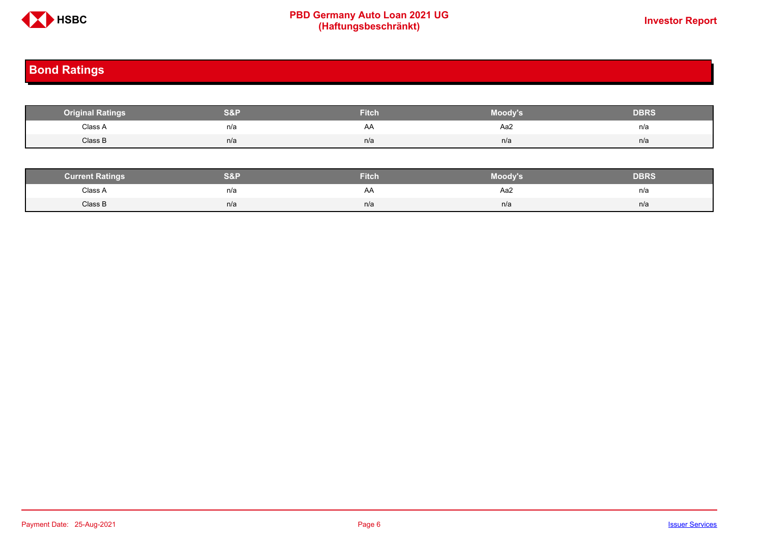## Bond Ratings

| Original Ratings | S&P | Fitch | Moody's | DBRS |
|---|---|---|---|---|
| Class A | n/a | AA | Aa2 | n/a |
| Class B | n/a | n/a | n/a | n/a |

| Current Ratings | S&P | Fitch | Moody's | DBRS |
|---|---|---|---|---|
| Class A | n/a | AA | Aa2 | n/a |
| Class B | n/a | n/a | n/a | n/a |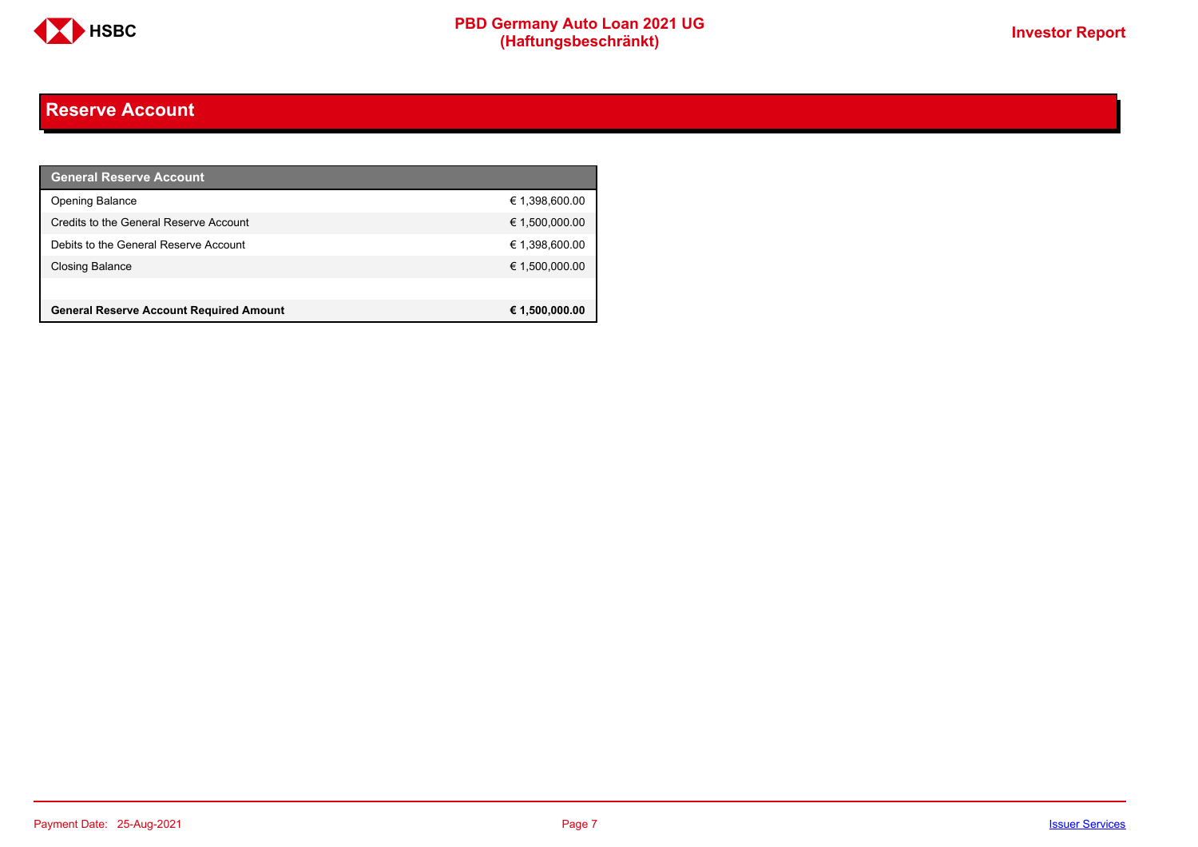## Reserve Account

| General Reserve Account | |
|---|---|
| Opening Balance | € 1,398,600.00 |
| Credits to the General Reserve Account | € 1,500,000.00 |
| Debits to the General Reserve Account | € 1,398,600.00 |
| Closing Balance | € 1,500,000.00 |
| | |
| **General Reserve Account Required Amount** | **€ 1,500,000.00** |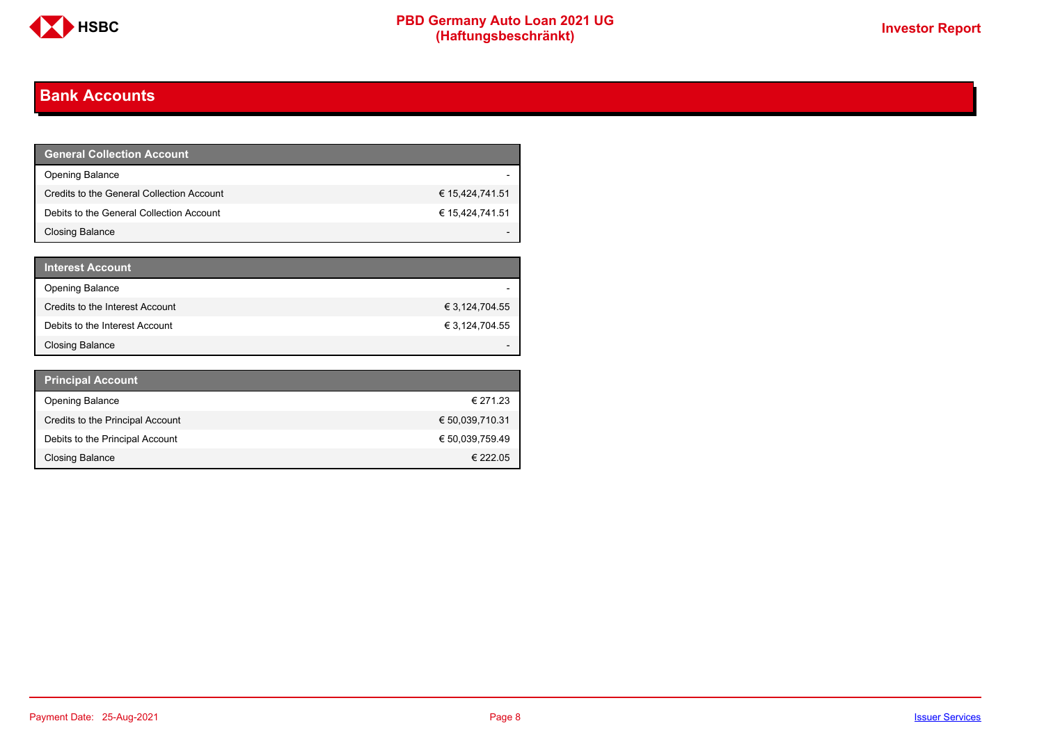## Bank Accounts

| General Collection Account | |
|---|---|
| Opening Balance | - |
| Credits to the General Collection Account | € 15,424,741.51 |
| Debits to the General Collection Account | € 15,424,741.51 |
| Closing Balance | - |

| Interest Account | |
|---|---|
| Opening Balance | - |
| Credits to the Interest Account | € 3,124,704.55 |
| Debits to the Interest Account | € 3,124,704.55 |
| Closing Balance | - |

| Principal Account | |
|---|---|
| Opening Balance | € 271.23 |
| Credits to the Principal Account | € 50,039,710.31 |
| Debits to the Principal Account | € 50,039,759.49 |
| Closing Balance | € 222.05 |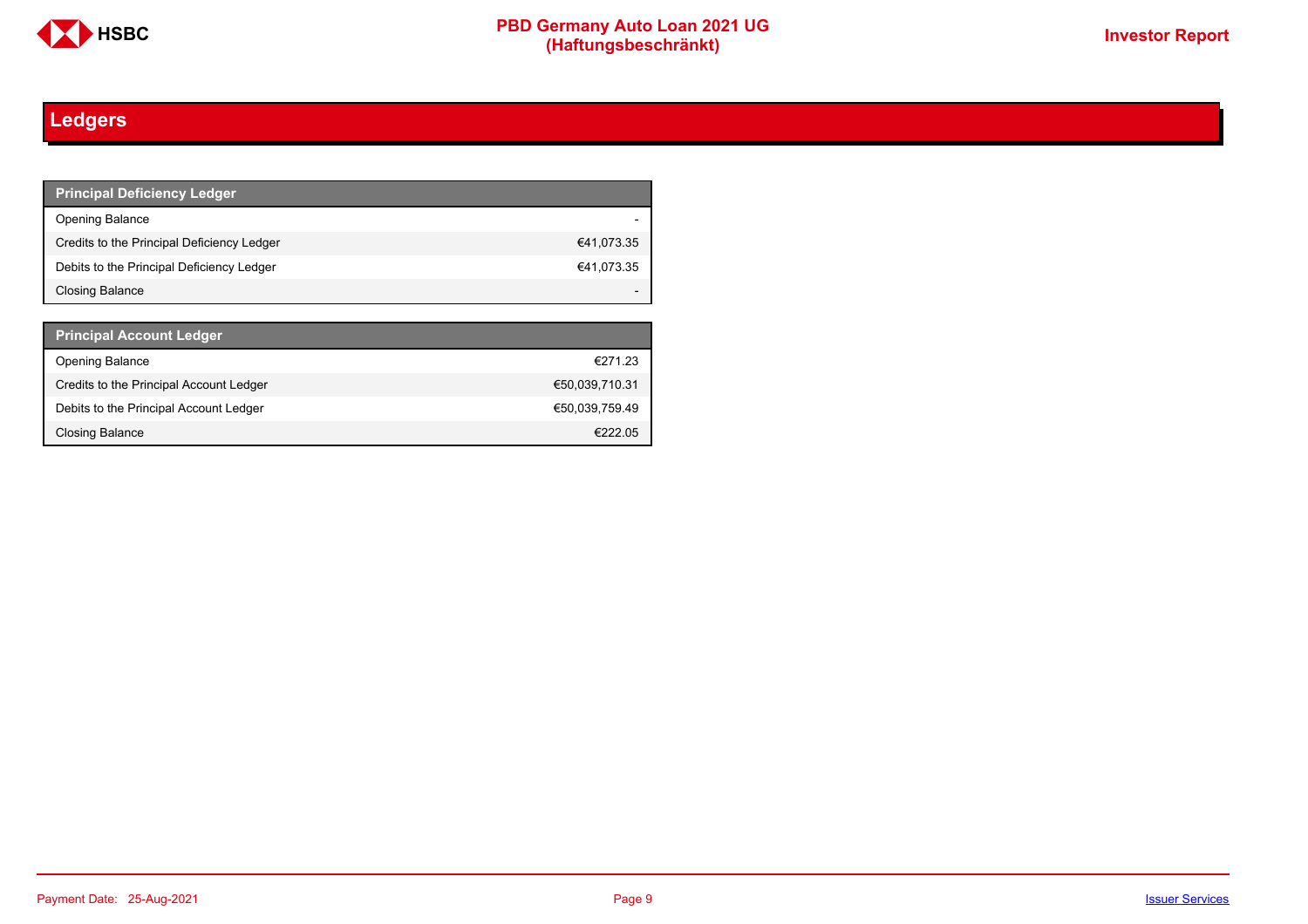## Ledgers

| Principal Deficiency Ledger | |
|---|---|
| Opening Balance | - |
| Credits to the Principal Deficiency Ledger | €41,073.35 |
| Debits to the Principal Deficiency Ledger | €41,073.35 |
| Closing Balance | - |

| Principal Account Ledger | |
|---|---|
| Opening Balance | €271.23 |
| Credits to the Principal Account Ledger | €50,039,710.31 |
| Debits to the Principal Account Ledger | €50,039,759.49 |
| Closing Balance | €222.05 |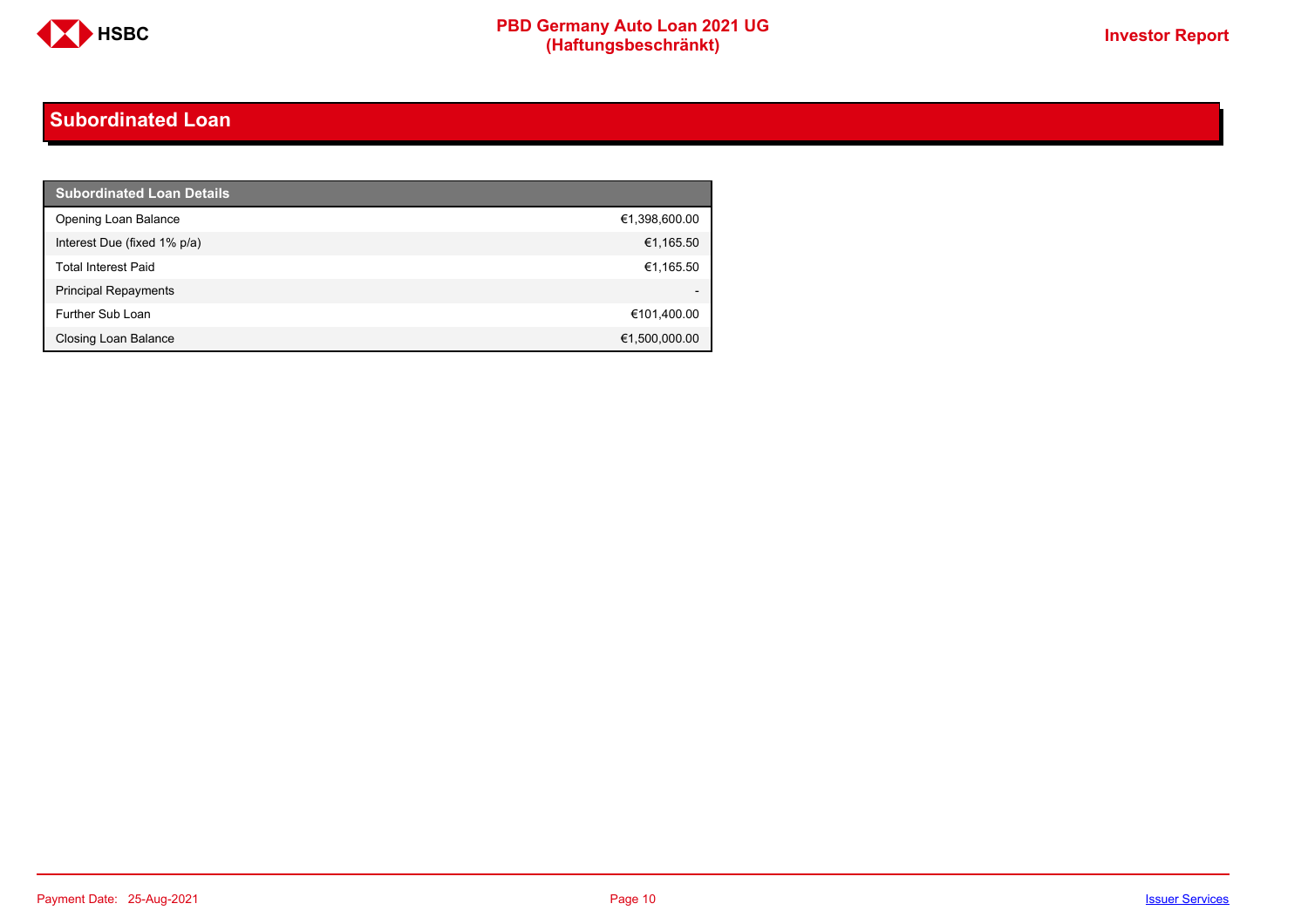## Subordinated Loan

| Subordinated Loan Details | |
|---|---|
| Opening Loan Balance | €1,398,600.00 |
| Interest Due (fixed 1% p/a) | €1,165.50 |
| Total Interest Paid | €1,165.50 |
| Principal Repayments | - |
| Further Sub Loan | €101,400.00 |
| Closing Loan Balance | €1,500,000.00 |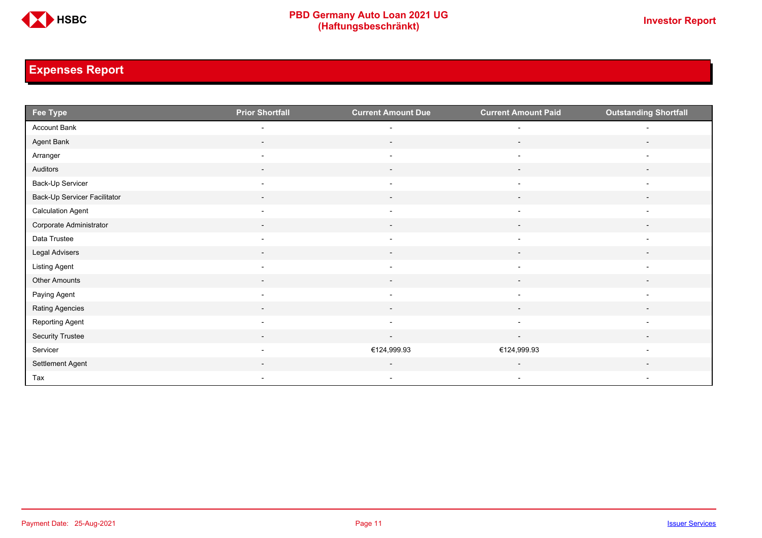## Expenses Report

| Fee Type | Prior Shortfall | Current Amount Due | Current Amount Paid | Outstanding Shortfall |
|---|---|---|---|---|
| Account Bank | - | - | - | - |
| Agent Bank | - | - | - | - |
| Arranger | - | - | - | - |
| Auditors | - | - | - | - |
| Back-Up Servicer | - | - | - | - |
| Back-Up Servicer Facilitator | - | - | - | - |
| Calculation Agent | - | - | - | - |
| Corporate Administrator | - | - | - | - |
| Data Trustee | - | - | - | - |
| Legal Advisers | - | - | - | - |
| Listing Agent | - | - | - | - |
| Other Amounts | - | - | - | - |
| Paying Agent | - | - | - | - |
| Rating Agencies | - | - | - | - |
| Reporting Agent | - | - | - | - |
| Security Trustee | - | - | - | - |
| Servicer | - | €124,999.93 | €124,999.93 | - |
| Settlement Agent | - | - | - | - |
| Tax | - | - | - | - |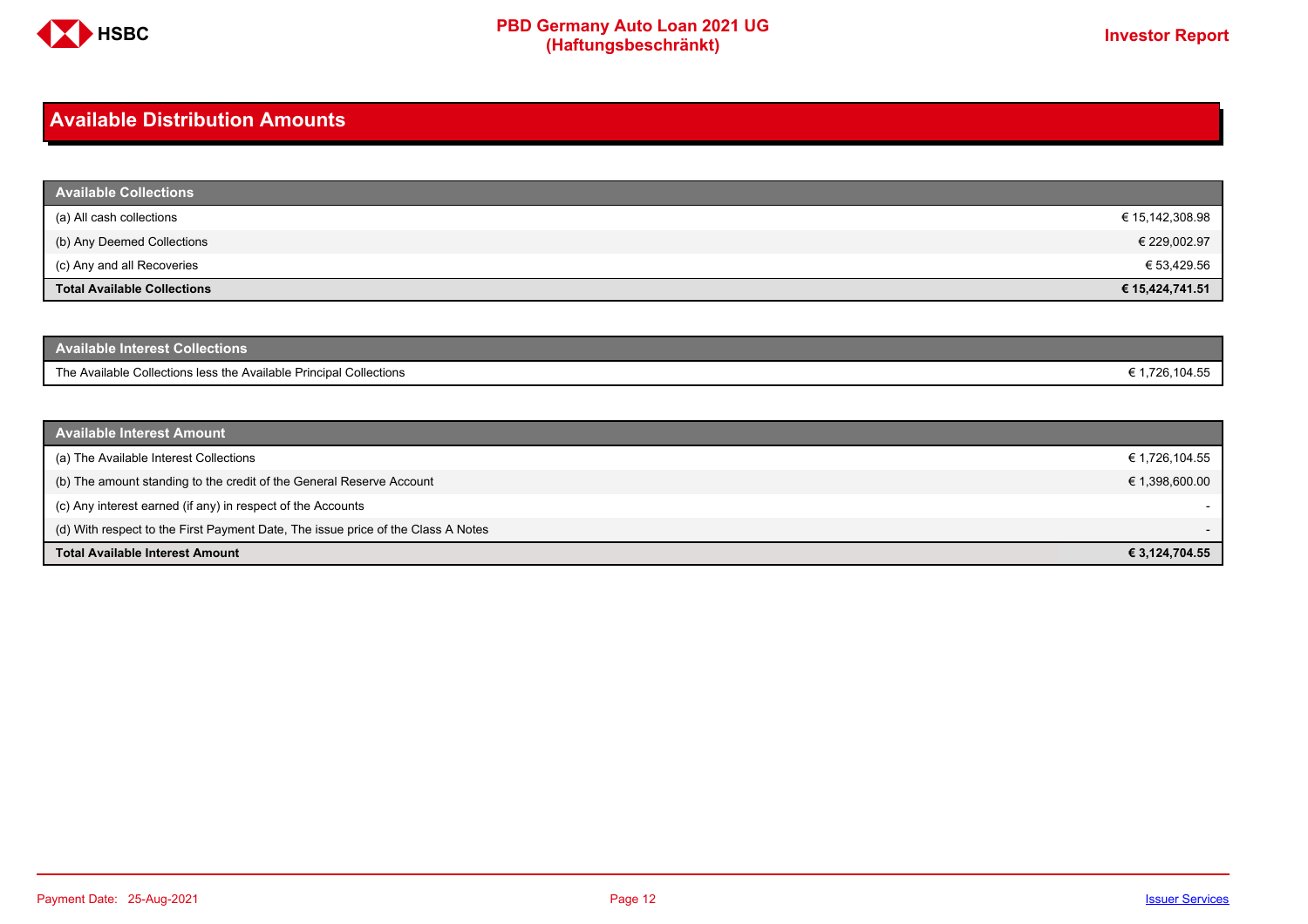## Available Distribution Amounts

| Available Collections | |
|---|---|
| (a) All cash collections | € 15,142,308.98 |
| (b) Any Deemed Collections | € 229,002.97 |
| (c) Any and all Recoveries | € 53,429.56 |
| **Total Available Collections** | **€ 15,424,741.51** |

| Available Interest Collections | |
|---|---|
| The Available Collections less the Available Principal Collections | € 1,726,104.55 |

| Available Interest Amount | |
|---|---|
| (a) The Available Interest Collections | € 1,726,104.55 |
| (b) The amount standing to the credit of the General Reserve Account | € 1,398,600.00 |
| (c) Any interest earned (if any) in respect of the Accounts | - |
| (d) With respect to the First Payment Date, The issue price of the Class A Notes | - |
| **Total Available Interest Amount** | **€ 3,124,704.55** |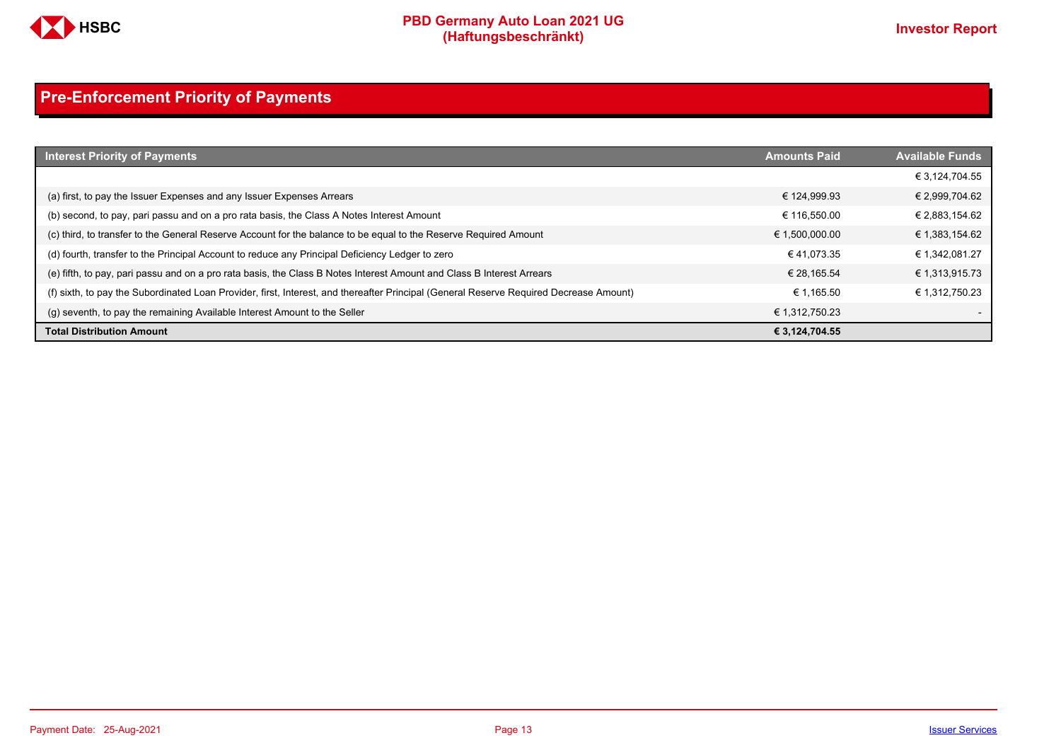## Pre-Enforcement Priority of Payments

| Interest Priority of Payments | Amounts Paid | Available Funds |
|---|---|---|
| | | € 3,124,704.55 |
| (a) first, to pay the Issuer Expenses and any Issuer Expenses Arrears | € 124,999.93 | € 2,999,704.62 |
| (b) second, to pay, pari passu and on a pro rata basis, the Class A Notes Interest Amount | € 116,550.00 | € 2,883,154.62 |
| (c) third, to transfer to the General Reserve Account for the balance to be equal to the Reserve Required Amount | € 1,500,000.00 | € 1,383,154.62 |
| (d) fourth, transfer to the Principal Account to reduce any Principal Deficiency Ledger to zero | € 41,073.35 | € 1,342,081.27 |
| (e) fifth, to pay, pari passu and on a pro rata basis, the Class B Notes Interest Amount and Class B Interest Arrears | € 28,165.54 | € 1,313,915.73 |
| (f) sixth, to pay the Subordinated Loan Provider, first, Interest, and thereafter Principal (General Reserve Required Decrease Amount) | € 1,165.50 | € 1,312,750.23 |
| (g) seventh, to pay the remaining Available Interest Amount to the Seller | € 1,312,750.23 | - |
| **Total Distribution Amount** | **€ 3,124,704.55** | |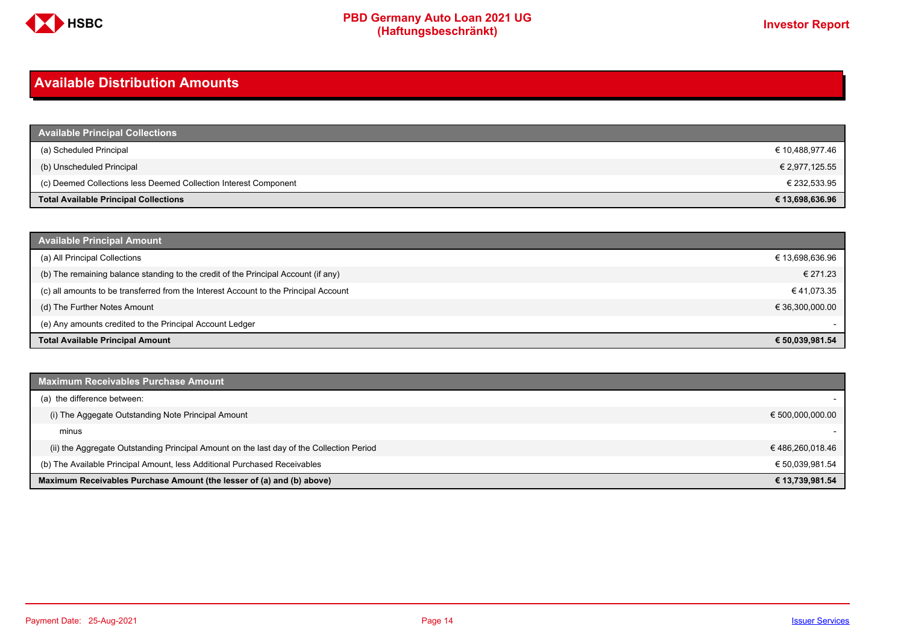## Available Distribution Amounts

| Available Principal Collections | |
|---|---|
| (a) Scheduled Principal | € 10,488,977.46 |
| (b) Unscheduled Principal | € 2,977,125.55 |
| (c) Deemed Collections less Deemed Collection Interest Component | € 232,533.95 |
| **Total Available Principal Collections** | **€ 13,698,636.96** |

| Available Principal Amount | |
|---|---|
| (a) All Principal Collections | € 13,698,636.96 |
| (b) The remaining balance standing to the credit of the Principal Account (if any) | € 271.23 |
| (c) all amounts to be transferred from the Interest Account to the Principal Account | € 41,073.35 |
| (d) The Further Notes Amount | € 36,300,000.00 |
| (e) Any amounts credited to the Principal Account Ledger | - |
| **Total Available Principal Amount** | **€ 50,039,981.54** |

| Maximum Receivables Purchase Amount | |
|---|---|
| (a) the difference between: | - |
| (i) The Aggegate Outstanding Note Principal Amount | € 500,000,000.00 |
| minus | - |
| (ii) the Aggregate Outstanding Principal Amount on the last day of the Collection Period | € 486,260,018.46 |
| (b) The Available Principal Amount, less Additional Purchased Receivables | € 50,039,981.54 |
| **Maximum Receivables Purchase Amount (the lesser of (a) and (b) above)** | **€ 13,739,981.54** |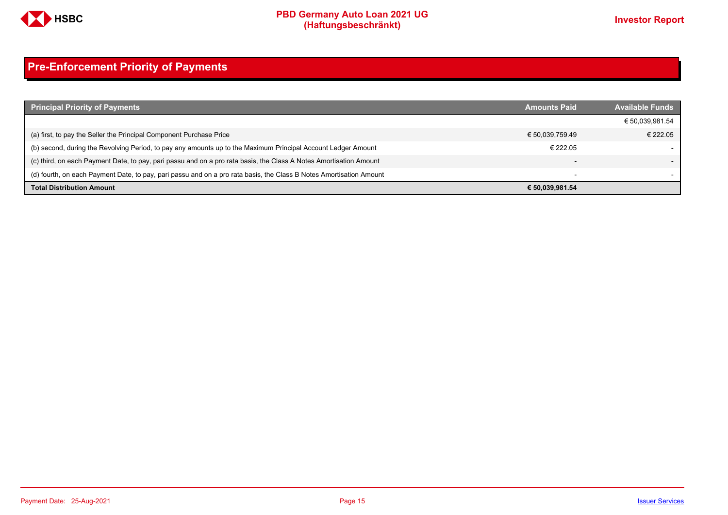## Pre-Enforcement Priority of Payments

| Principal Priority of Payments | Amounts Paid | Available Funds |
|---|---|---|
| | | € 50,039,981.54 |
| (a) first, to pay the Seller the Principal Component Purchase Price | € 50,039,759.49 | € 222.05 |
| (b) second, during the Revolving Period, to pay any amounts up to the Maximum Principal Account Ledger Amount | € 222.05 | - |
| (c) third, on each Payment Date, to pay, pari passu and on a pro rata basis, the Class A Notes Amortisation Amount | - | - |
| (d) fourth, on each Payment Date, to pay, pari passu and on a pro rata basis, the Class B Notes Amortisation Amount | - | - |
| **Total Distribution Amount** | **€ 50,039,981.54** | |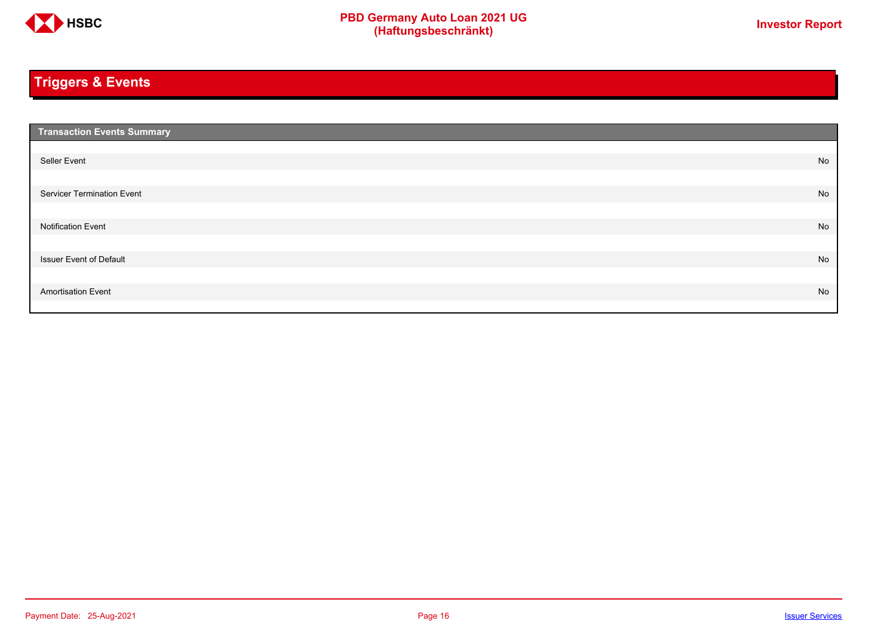## Triggers & Events

| Transaction Events Summary | |
|---|---|
| Seller Event | No |
| Servicer Termination Event | No |
| Notification Event | No |
| Issuer Event of Default | No |
| Amortisation Event | No |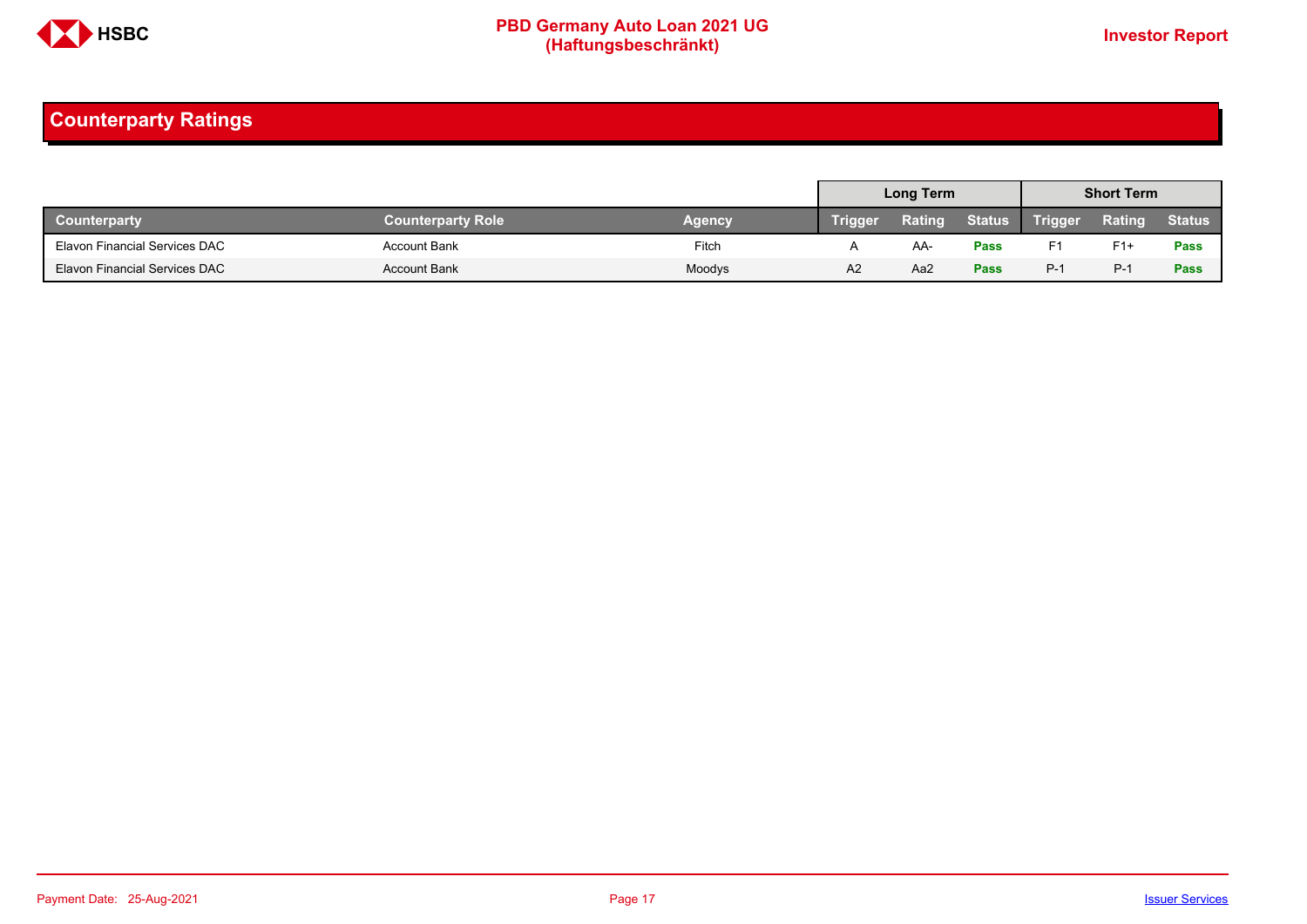## Counterparty Ratings

| | | | Long Term | | | Short Term | | |
|---|---|---|---|---|---|---|---|---|
| **Counterparty** | **Counterparty Role** | **Agency** | **Trigger** | **Rating** | **Status** | **Trigger** | **Rating** | **Status** |
| Elavon Financial Services DAC | Account Bank | Fitch | A | AA- | **Pass** | F1 | F1+ | **Pass** |
| Elavon Financial Services DAC | Account Bank | Moodys | A2 | Aa2 | **Pass** | P-1 | P-1 | **Pass** |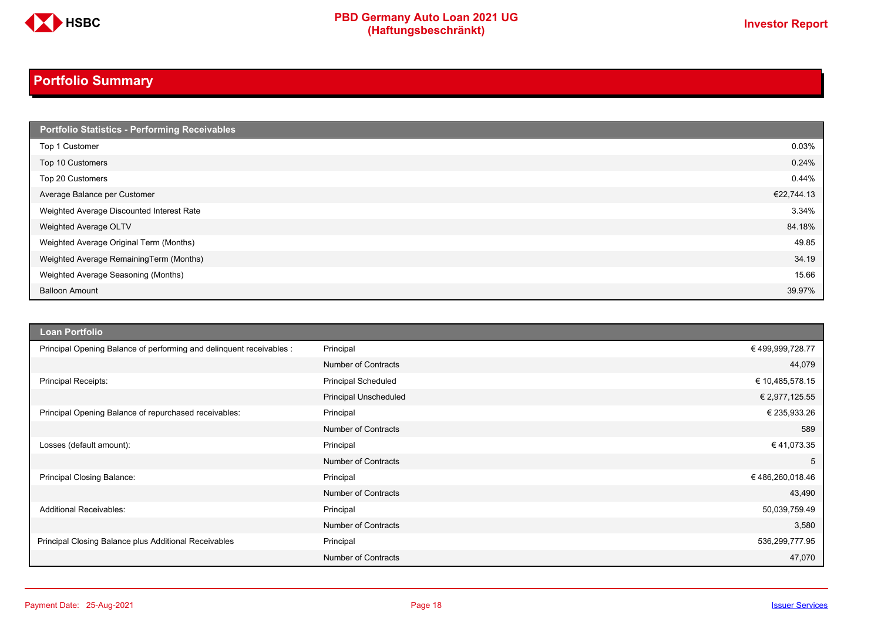## Portfolio Summary

| Portfolio Statistics - Performing Receivables | |
|---|---|
| Top 1 Customer | 0.03% |
| Top 10 Customers | 0.24% |
| Top 20 Customers | 0.44% |
| Average Balance per Customer | €22,744.13 |
| Weighted Average Discounted Interest Rate | 3.34% |
| Weighted Average OLTV | 84.18% |
| Weighted Average Original Term (Months) | 49.85 |
| Weighted Average RemainingTerm (Months) | 34.19 |
| Weighted Average Seasoning (Months) | 15.66 |
| Balloon Amount | 39.97% |

| Loan Portfolio | | |
|---|---|---|
| Principal Opening Balance of performing and delinquent receivables : | Principal | € 499,999,728.77 |
| | Number of Contracts | 44,079 |
| Principal Receipts: | Principal Scheduled | € 10,485,578.15 |
| | Principal Unscheduled | € 2,977,125.55 |
| Principal Opening Balance of repurchased receivables: | Principal | € 235,933.26 |
| | Number of Contracts | 589 |
| Losses (default amount): | Principal | € 41,073.35 |
| | Number of Contracts | 5 |
| Principal Closing Balance: | Principal | € 486,260,018.46 |
| | Number of Contracts | 43,490 |
| Additional Receivables: | Principal | 50,039,759.49 |
| | Number of Contracts | 3,580 |
| Principal Closing Balance plus Additional Receivables | Principal | 536,299,777.95 |
| | Number of Contracts | 47,070 |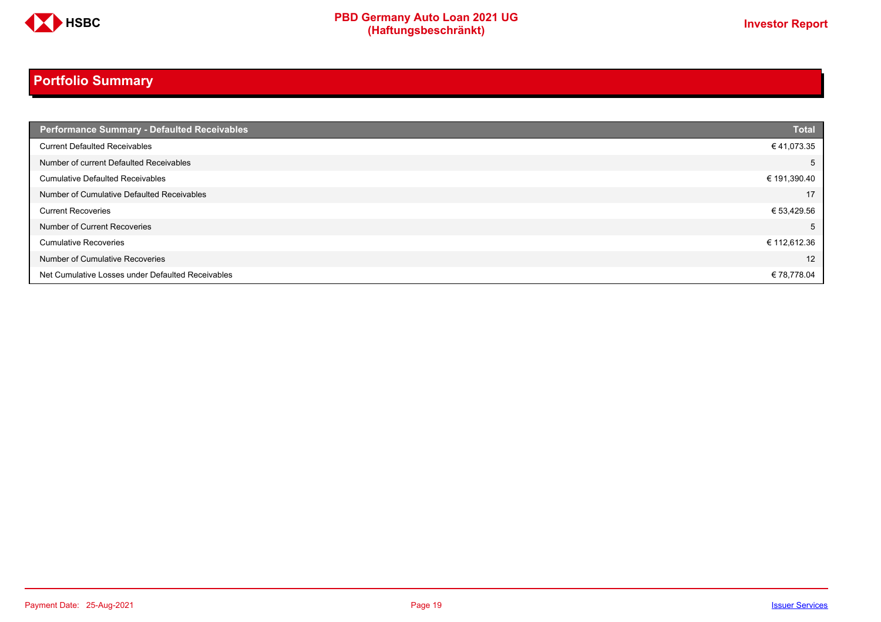## Portfolio Summary

| Performance Summary - Defaulted Receivables | Total |
|---|---|
| Current Defaulted Receivables | € 41,073.35 |
| Number of current Defaulted Receivables | 5 |
| Cumulative Defaulted Receivables | € 191,390.40 |
| Number of Cumulative Defaulted Receivables | 17 |
| Current Recoveries | € 53,429.56 |
| Number of Current Recoveries | 5 |
| Cumulative Recoveries | € 112,612.36 |
| Number of Cumulative Recoveries | 12 |
| Net Cumulative Losses under Defaulted Receivables | € 78,778.04 |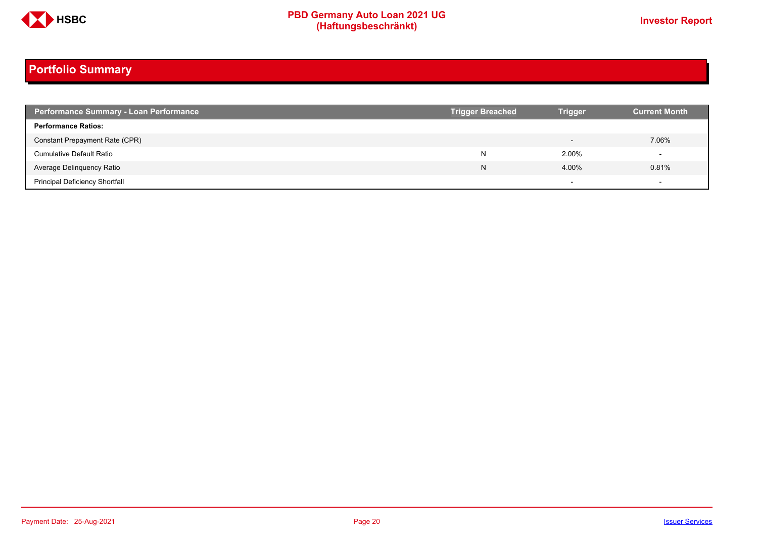## Portfolio Summary

| Performance Summary - Loan Performance | Trigger Breached | Trigger | Current Month |
|---|---|---|---|
| **Performance Ratios:** | | | |
| Constant Prepayment Rate (CPR) | | - | 7.06% |
| Cumulative Default Ratio | N | 2.00% | - |
| Average Delinquency Ratio | N | 4.00% | 0.81% |
| Principal Deficiency Shortfall | | - | - |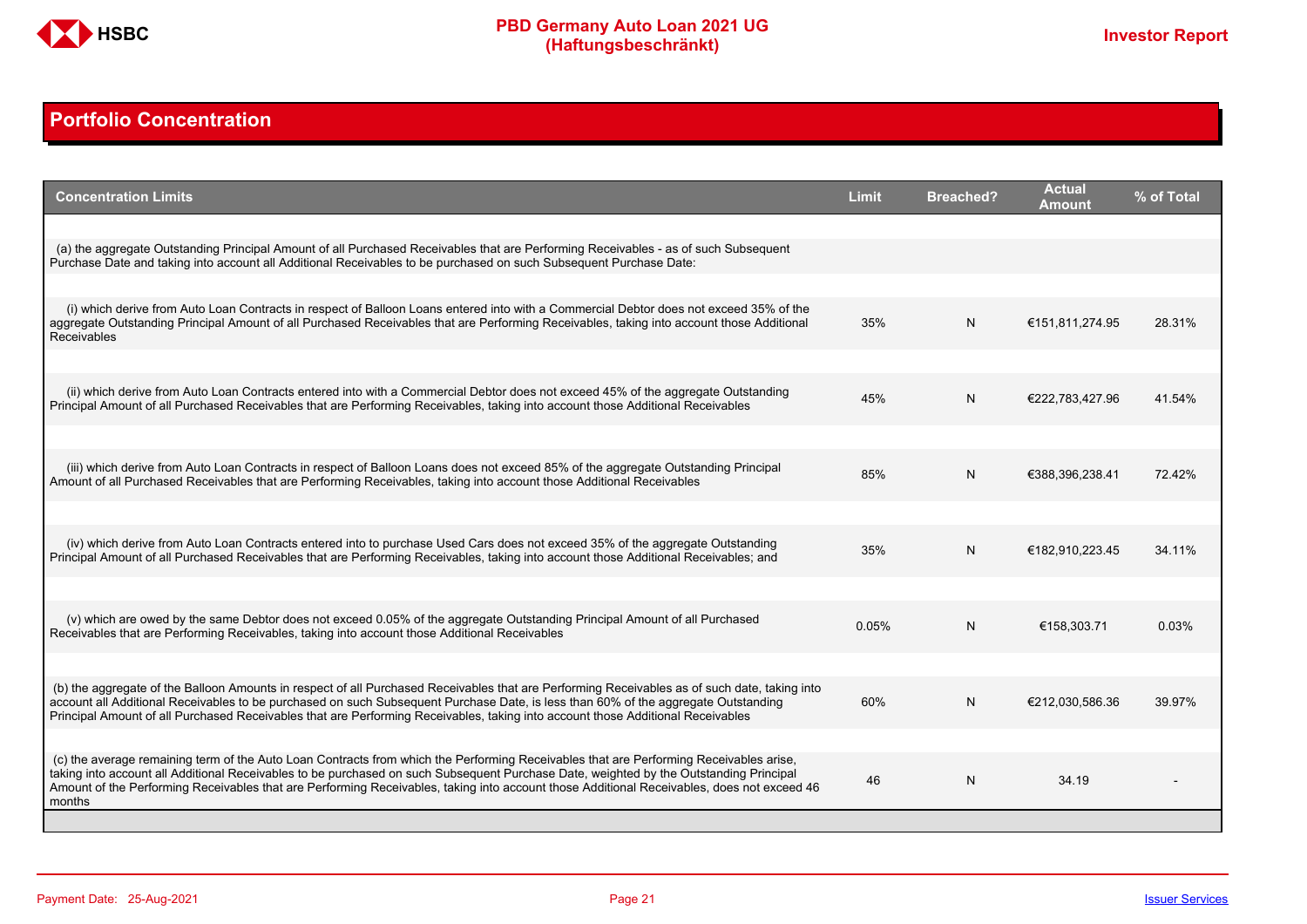## Portfolio Concentration

| Concentration Limits | Limit | Breached? | Actual Amount | % of Total |
|---|---|---|---|---|
| (a) the aggregate Outstanding Principal Amount of all Purchased Receivables that are Performing Receivables - as of such Subsequent Purchase Date and taking into account all Additional Receivables to be purchased on such Subsequent Purchase Date: | | | | |
| (i) which derive from Auto Loan Contracts in respect of Balloon Loans entered into with a Commercial Debtor does not exceed 35% of the aggregate Outstanding Principal Amount of all Purchased Receivables that are Performing Receivables, taking into account those Additional Receivables | 35% | N | €151,811,274.95 | 28.31% |
| (ii) which derive from Auto Loan Contracts entered into with a Commercial Debtor does not exceed 45% of the aggregate Outstanding Principal Amount of all Purchased Receivables that are Performing Receivables, taking into account those Additional Receivables | 45% | N | €222,783,427.96 | 41.54% |
| (iii) which derive from Auto Loan Contracts in respect of Balloon Loans does not exceed 85% of the aggregate Outstanding Principal Amount of all Purchased Receivables that are Performing Receivables, taking into account those Additional Receivables | 85% | N | €388,396,238.41 | 72.42% |
| (iv) which derive from Auto Loan Contracts entered into to purchase Used Cars does not exceed 35% of the aggregate Outstanding Principal Amount of all Purchased Receivables that are Performing Receivables, taking into account those Additional Receivables; and | 35% | N | €182,910,223.45 | 34.11% |
| (v) which are owed by the same Debtor does not exceed 0.05% of the aggregate Outstanding Principal Amount of all Purchased Receivables that are Performing Receivables, taking into account those Additional Receivables | 0.05% | N | €158,303.71 | 0.03% |
| (b) the aggregate of the Balloon Amounts in respect of all Purchased Receivables that are Performing Receivables as of such date, taking into account all Additional Receivables to be purchased on such Subsequent Purchase Date, is less than 60% of the aggregate Outstanding Principal Amount of all Purchased Receivables that are Performing Receivables, taking into account those Additional Receivables | 60% | N | €212,030,586.36 | 39.97% |
| (c) the average remaining term of the Auto Loan Contracts from which the Performing Receivables that are Performing Receivables arise, taking into account all Additional Receivables to be purchased on such Subsequent Purchase Date, weighted by the Outstanding Principal Amount of the Performing Receivables that are Performing Receivables, taking into account those Additional Receivables, does not exceed 46 months | 46 | N | 34.19 | - |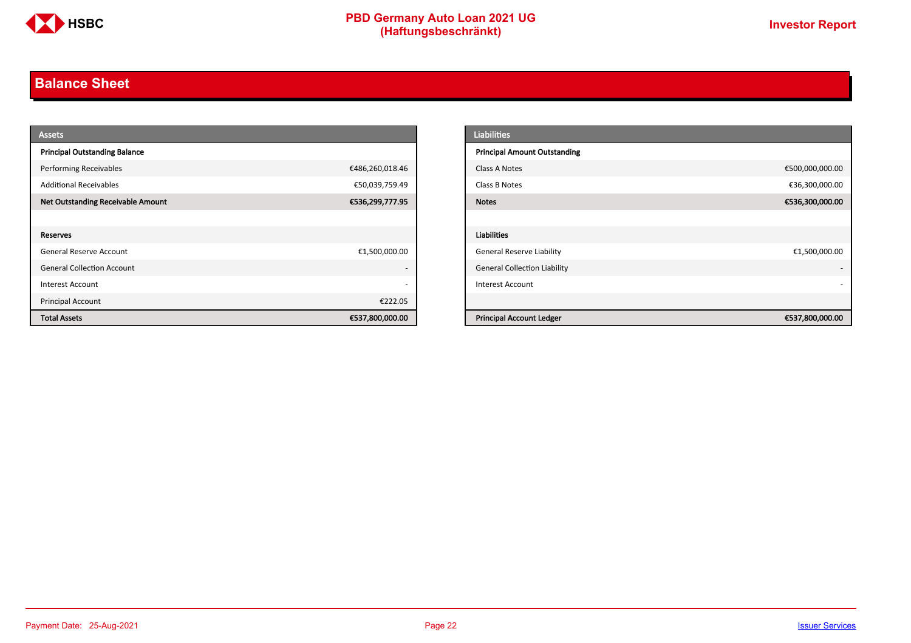## Balance Sheet

| Assets | |
|---|---|
| **Principal Outstanding Balance** | |
| Performing Receivables | €486,260,018.46 |
| Additional Receivables | €50,039,759.49 |
| **Net Outstanding Receivable Amount** | **€536,299,777.95** |
| | |
| **Reserves** | |
| General Reserve Account | €1,500,000.00 |
| General Collection Account | - |
| Interest Account | - |
| Principal Account | €222.05 |
| **Total Assets** | **€537,800,000.00** |

| Liabilities | |
|---|---|
| **Principal Amount Outstanding** | |
| Class A Notes | €500,000,000.00 |
| Class B Notes | €36,300,000.00 |
| **Notes** | **€536,300,000.00** |
| | |
| **Liabilities** | |
| General Reserve Liability | €1,500,000.00 |
| General Collection Liability | - |
| Interest Account | - |
| | |
| **Principal Account Ledger** | **€537,800,000.00** |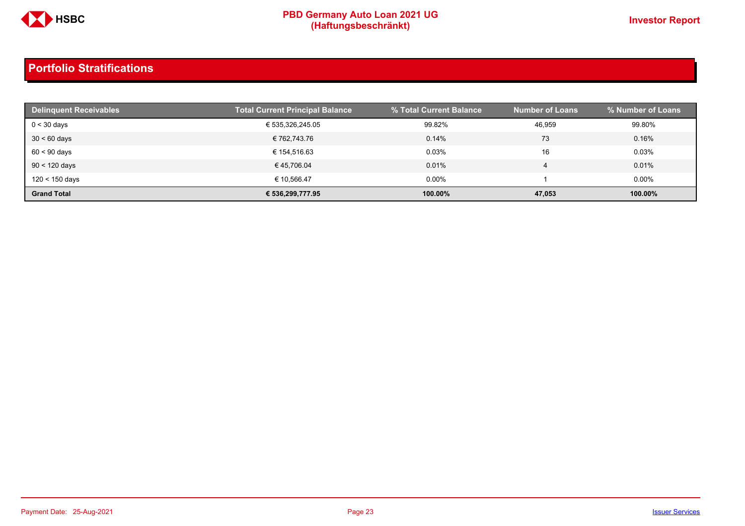## Portfolio Stratifications

| Delinquent Receivables | Total Current Principal Balance | % Total Current Balance | Number of Loans | % Number of Loans |
|---|---|---|---|---|
| 0 < 30 days | € 535,326,245.05 | 99.82% | 46,959 | 99.80% |
| 30 < 60 days | € 762,743.76 | 0.14% | 73 | 0.16% |
| 60 < 90 days | € 154,516.63 | 0.03% | 16 | 0.03% |
| 90 < 120 days | € 45,706.04 | 0.01% | 4 | 0.01% |
| 120 < 150 days | € 10,566.47 | 0.00% | 1 | 0.00% |
| **Grand Total** | **€ 536,299,777.95** | **100.00%** | **47,053** | **100.00%** |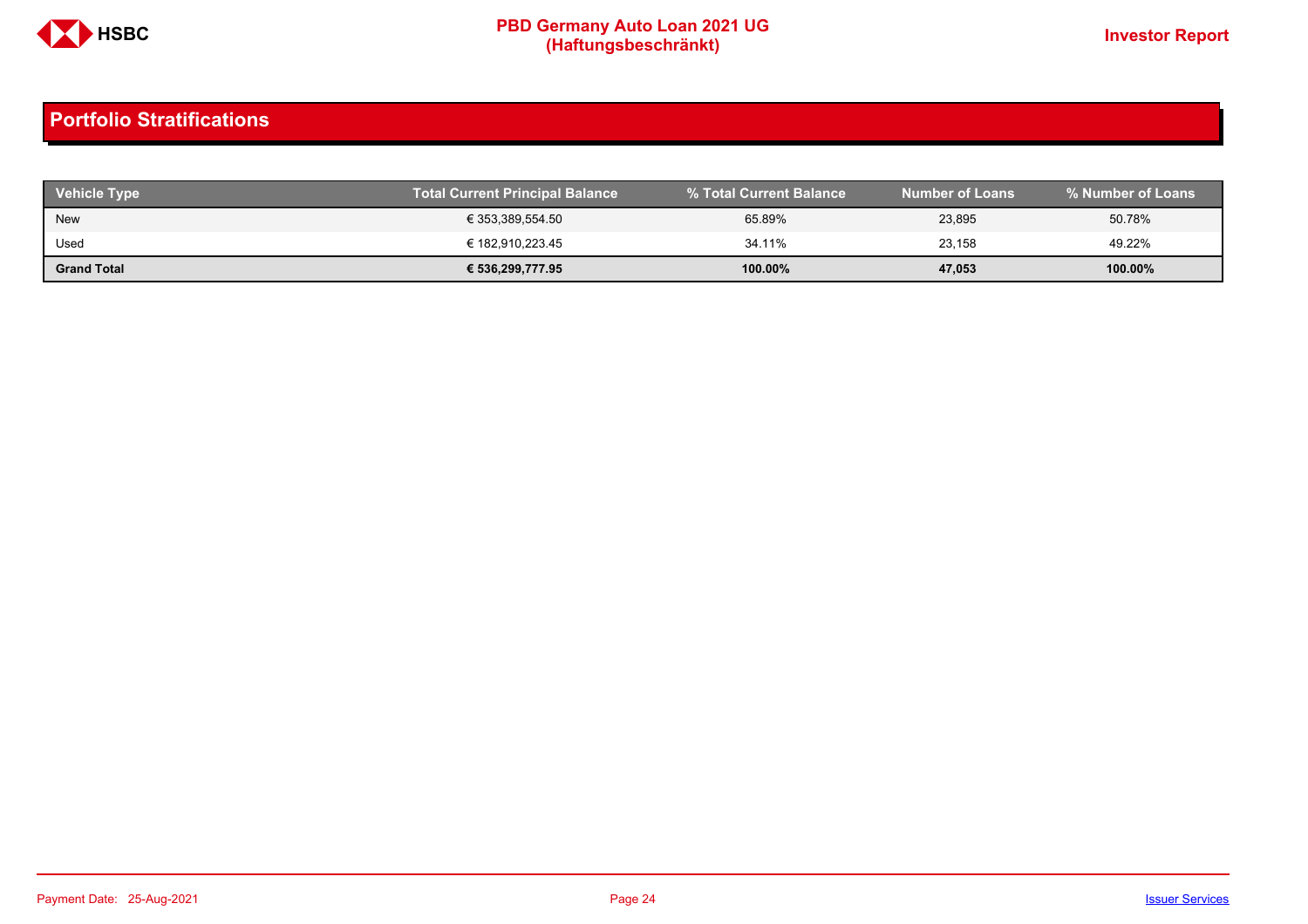## Portfolio Stratifications

| Vehicle Type | Total Current Principal Balance | % Total Current Balance | Number of Loans | % Number of Loans |
|---|---|---|---|---|
| New | € 353,389,554.50 | 65.89% | 23,895 | 50.78% |
| Used | € 182,910,223.45 | 34.11% | 23,158 | 49.22% |
| **Grand Total** | **€ 536,299,777.95** | **100.00%** | **47,053** | **100.00%** |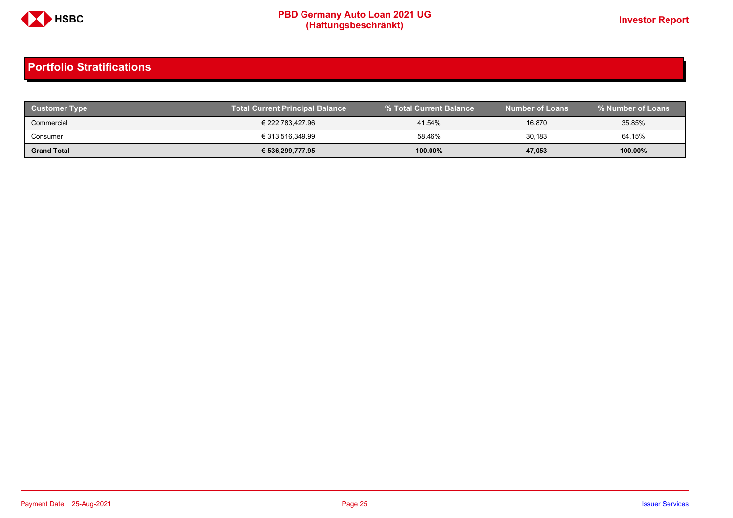## Portfolio Stratifications

| Customer Type | Total Current Principal Balance | % Total Current Balance | Number of Loans | % Number of Loans |
|---|---|---|---|---|
| Commercial | € 222,783,427.96 | 41.54% | 16,870 | 35.85% |
| Consumer | € 313,516,349.99 | 58.46% | 30,183 | 64.15% |
| **Grand Total** | **€ 536,299,777.95** | **100.00%** | **47,053** | **100.00%** |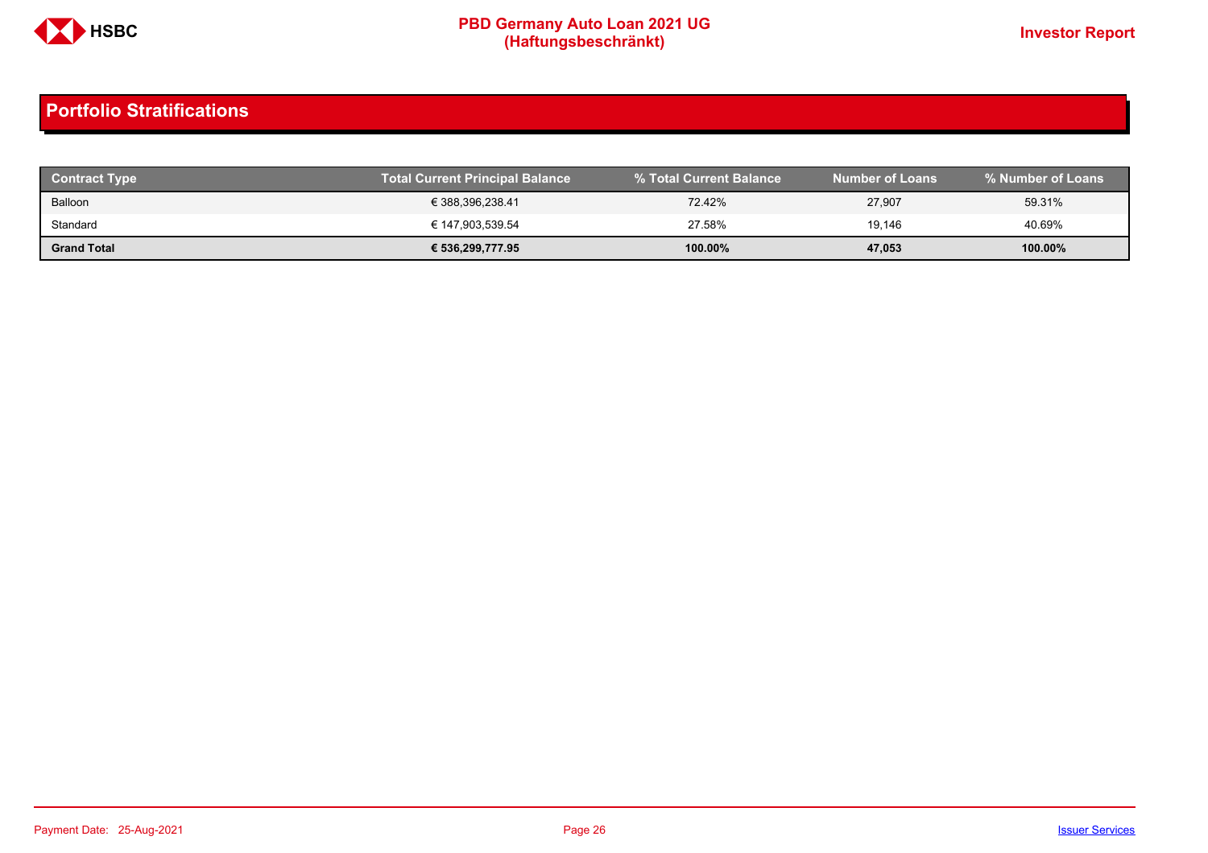## Portfolio Stratifications

| Contract Type | Total Current Principal Balance | % Total Current Balance | Number of Loans | % Number of Loans |
|---|---|---|---|---|
| Balloon | € 388,396,238.41 | 72.42% | 27,907 | 59.31% |
| Standard | € 147,903,539.54 | 27.58% | 19,146 | 40.69% |
| **Grand Total** | **€ 536,299,777.95** | **100.00%** | **47,053** | **100.00%** |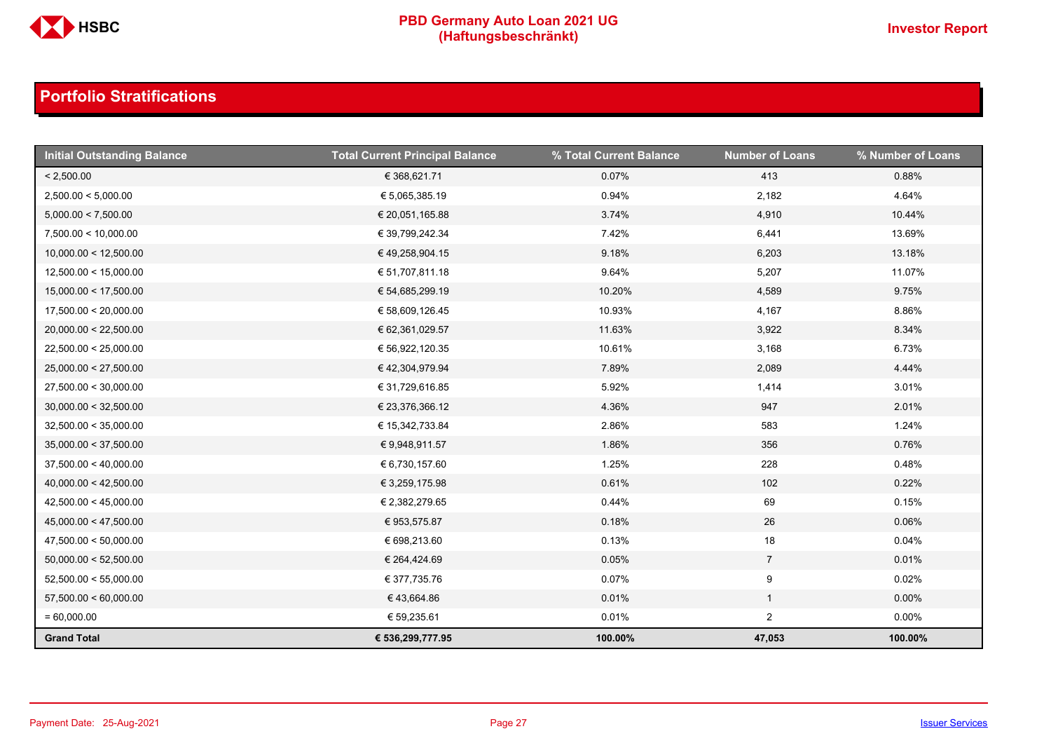## Portfolio Stratifications

| Initial Outstanding Balance | Total Current Principal Balance | % Total Current Balance | Number of Loans | % Number of Loans |
|---|---|---|---|---|
| < 2,500.00 | € 368,621.71 | 0.07% | 413 | 0.88% |
| 2,500.00 < 5,000.00 | € 5,065,385.19 | 0.94% | 2,182 | 4.64% |
| 5,000.00 < 7,500.00 | € 20,051,165.88 | 3.74% | 4,910 | 10.44% |
| 7,500.00 < 10,000.00 | € 39,799,242.34 | 7.42% | 6,441 | 13.69% |
| 10,000.00 < 12,500.00 | € 49,258,904.15 | 9.18% | 6,203 | 13.18% |
| 12,500.00 < 15,000.00 | € 51,707,811.18 | 9.64% | 5,207 | 11.07% |
| 15,000.00 < 17,500.00 | € 54,685,299.19 | 10.20% | 4,589 | 9.75% |
| 17,500.00 < 20,000.00 | € 58,609,126.45 | 10.93% | 4,167 | 8.86% |
| 20,000.00 < 22,500.00 | € 62,361,029.57 | 11.63% | 3,922 | 8.34% |
| 22,500.00 < 25,000.00 | € 56,922,120.35 | 10.61% | 3,168 | 6.73% |
| 25,000.00 < 27,500.00 | € 42,304,979.94 | 7.89% | 2,089 | 4.44% |
| 27,500.00 < 30,000.00 | € 31,729,616.85 | 5.92% | 1,414 | 3.01% |
| 30,000.00 < 32,500.00 | € 23,376,366.12 | 4.36% | 947 | 2.01% |
| 32,500.00 < 35,000.00 | € 15,342,733.84 | 2.86% | 583 | 1.24% |
| 35,000.00 < 37,500.00 | € 9,948,911.57 | 1.86% | 356 | 0.76% |
| 37,500.00 < 40,000.00 | € 6,730,157.60 | 1.25% | 228 | 0.48% |
| 40,000.00 < 42,500.00 | € 3,259,175.98 | 0.61% | 102 | 0.22% |
| 42,500.00 < 45,000.00 | € 2,382,279.65 | 0.44% | 69 | 0.15% |
| 45,000.00 < 47,500.00 | € 953,575.87 | 0.18% | 26 | 0.06% |
| 47,500.00 < 50,000.00 | € 698,213.60 | 0.13% | 18 | 0.04% |
| 50,000.00 < 52,500.00 | € 264,424.69 | 0.05% | 7 | 0.01% |
| 52,500.00 < 55,000.00 | € 377,735.76 | 0.07% | 9 | 0.02% |
| 57,500.00 < 60,000.00 | € 43,664.86 | 0.01% | 1 | 0.00% |
| = 60,000.00 | € 59,235.61 | 0.01% | 2 | 0.00% |
| **Grand Total** | **€ 536,299,777.95** | **100.00%** | **47,053** | **100.00%** |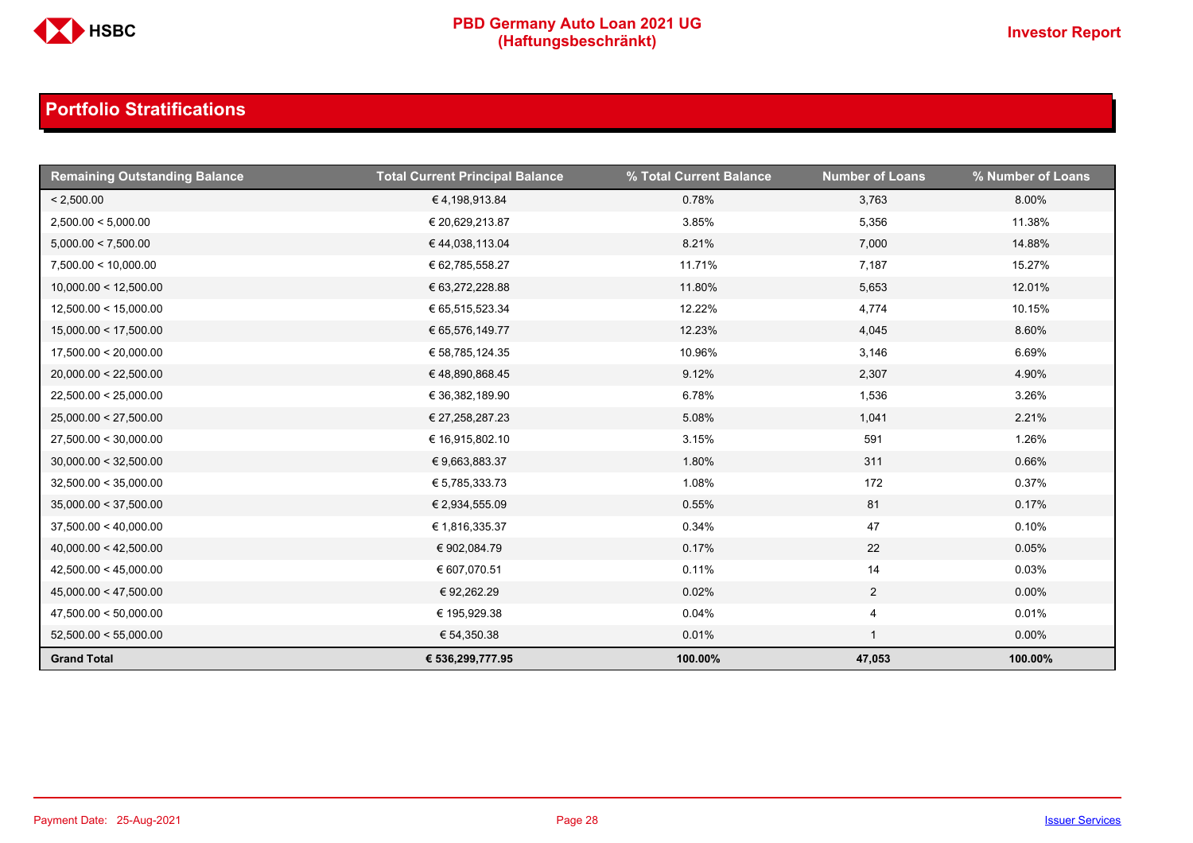## Portfolio Stratifications

| Remaining Outstanding Balance | Total Current Principal Balance | % Total Current Balance | Number of Loans | % Number of Loans |
|---|---|---|---|---|
| < 2,500.00 | € 4,198,913.84 | 0.78% | 3,763 | 8.00% |
| 2,500.00 < 5,000.00 | € 20,629,213.87 | 3.85% | 5,356 | 11.38% |
| 5,000.00 < 7,500.00 | € 44,038,113.04 | 8.21% | 7,000 | 14.88% |
| 7,500.00 < 10,000.00 | € 62,785,558.27 | 11.71% | 7,187 | 15.27% |
| 10,000.00 < 12,500.00 | € 63,272,228.88 | 11.80% | 5,653 | 12.01% |
| 12,500.00 < 15,000.00 | € 65,515,523.34 | 12.22% | 4,774 | 10.15% |
| 15,000.00 < 17,500.00 | € 65,576,149.77 | 12.23% | 4,045 | 8.60% |
| 17,500.00 < 20,000.00 | € 58,785,124.35 | 10.96% | 3,146 | 6.69% |
| 20,000.00 < 22,500.00 | € 48,890,868.45 | 9.12% | 2,307 | 4.90% |
| 22,500.00 < 25,000.00 | € 36,382,189.90 | 6.78% | 1,536 | 3.26% |
| 25,000.00 < 27,500.00 | € 27,258,287.23 | 5.08% | 1,041 | 2.21% |
| 27,500.00 < 30,000.00 | € 16,915,802.10 | 3.15% | 591 | 1.26% |
| 30,000.00 < 32,500.00 | € 9,663,883.37 | 1.80% | 311 | 0.66% |
| 32,500.00 < 35,000.00 | € 5,785,333.73 | 1.08% | 172 | 0.37% |
| 35,000.00 < 37,500.00 | € 2,934,555.09 | 0.55% | 81 | 0.17% |
| 37,500.00 < 40,000.00 | € 1,816,335.37 | 0.34% | 47 | 0.10% |
| 40,000.00 < 42,500.00 | € 902,084.79 | 0.17% | 22 | 0.05% |
| 42,500.00 < 45,000.00 | € 607,070.51 | 0.11% | 14 | 0.03% |
| 45,000.00 < 47,500.00 | € 92,262.29 | 0.02% | 2 | 0.00% |
| 47,500.00 < 50,000.00 | € 195,929.38 | 0.04% | 4 | 0.01% |
| 52,500.00 < 55,000.00 | € 54,350.38 | 0.01% | 1 | 0.00% |
| **Grand Total** | **€ 536,299,777.95** | **100.00%** | **47,053** | **100.00%** |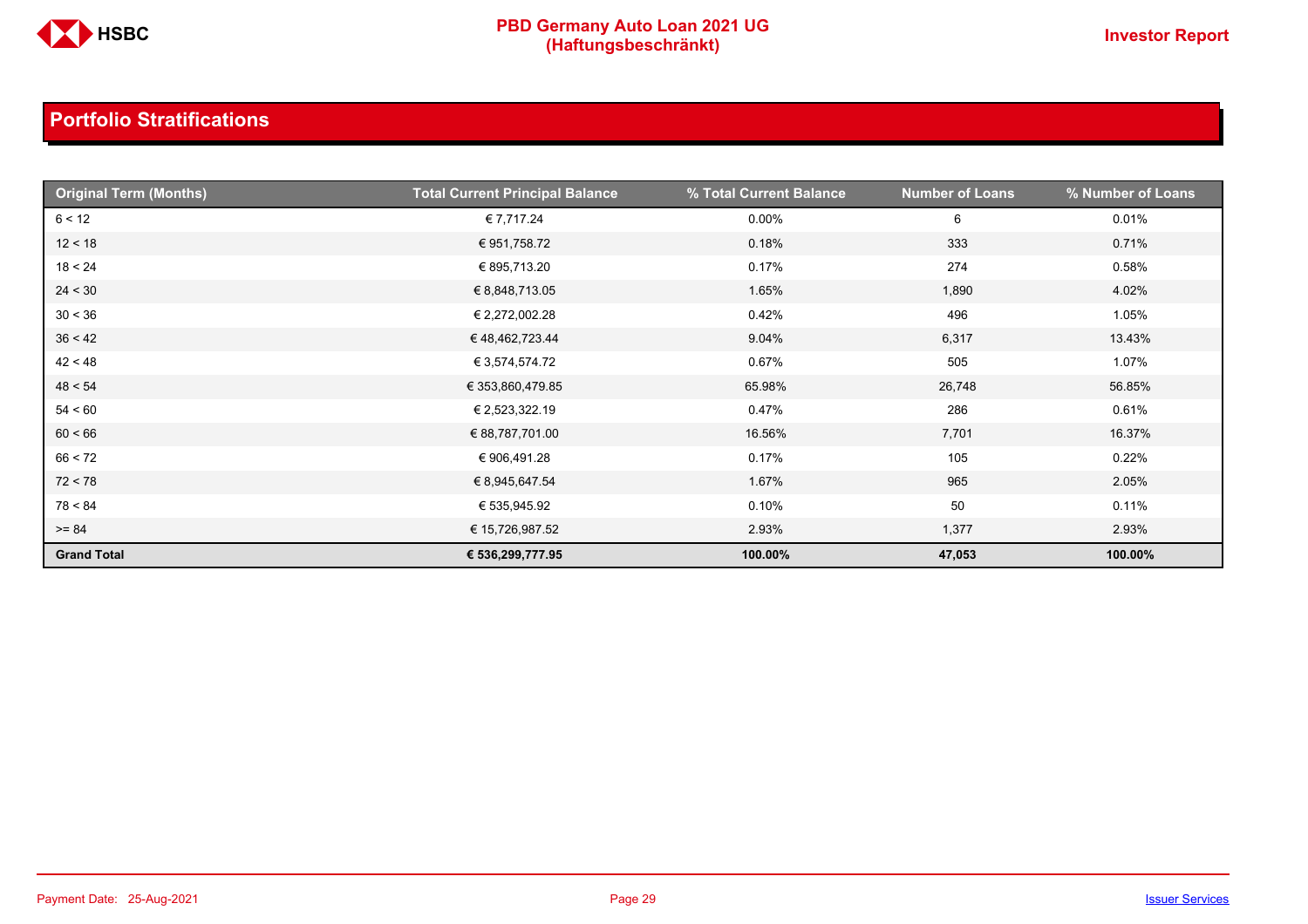## Portfolio Stratifications

| Original Term (Months) | Total Current Principal Balance | % Total Current Balance | Number of Loans | % Number of Loans |
|---|---|---|---|---|
| 6 < 12 | € 7,717.24 | 0.00% | 6 | 0.01% |
| 12 < 18 | € 951,758.72 | 0.18% | 333 | 0.71% |
| 18 < 24 | € 895,713.20 | 0.17% | 274 | 0.58% |
| 24 < 30 | € 8,848,713.05 | 1.65% | 1,890 | 4.02% |
| 30 < 36 | € 2,272,002.28 | 0.42% | 496 | 1.05% |
| 36 < 42 | € 48,462,723.44 | 9.04% | 6,317 | 13.43% |
| 42 < 48 | € 3,574,574.72 | 0.67% | 505 | 1.07% |
| 48 < 54 | € 353,860,479.85 | 65.98% | 26,748 | 56.85% |
| 54 < 60 | € 2,523,322.19 | 0.47% | 286 | 0.61% |
| 60 < 66 | € 88,787,701.00 | 16.56% | 7,701 | 16.37% |
| 66 < 72 | € 906,491.28 | 0.17% | 105 | 0.22% |
| 72 < 78 | € 8,945,647.54 | 1.67% | 965 | 2.05% |
| 78 < 84 | € 535,945.92 | 0.10% | 50 | 0.11% |
| >= 84 | € 15,726,987.52 | 2.93% | 1,377 | 2.93% |
| **Grand Total** | **€ 536,299,777.95** | **100.00%** | **47,053** | **100.00%** |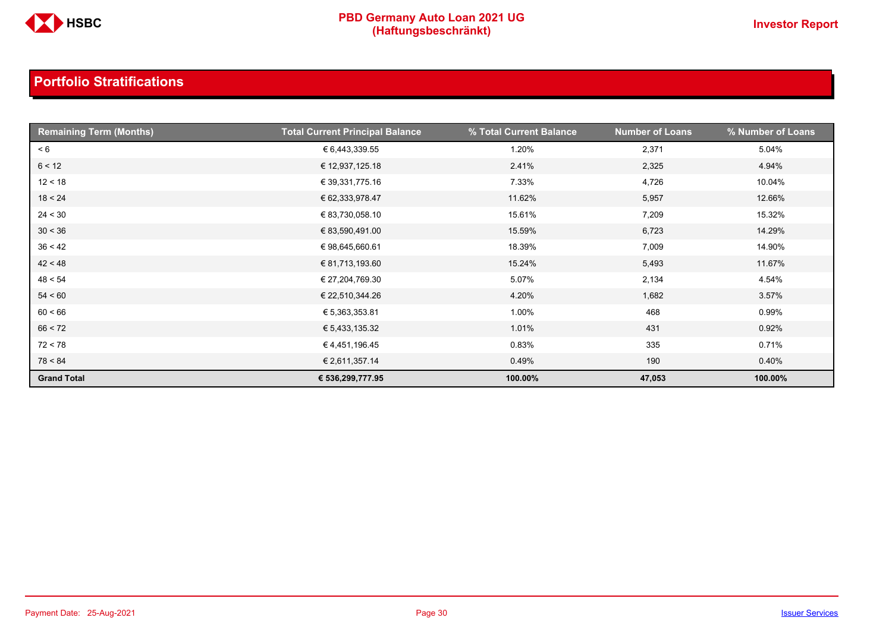## Portfolio Stratifications

| Remaining Term (Months) | Total Current Principal Balance | % Total Current Balance | Number of Loans | % Number of Loans |
|---|---|---|---|---|
| < 6 | € 6,443,339.55 | 1.20% | 2,371 | 5.04% |
| 6 < 12 | € 12,937,125.18 | 2.41% | 2,325 | 4.94% |
| 12 < 18 | € 39,331,775.16 | 7.33% | 4,726 | 10.04% |
| 18 < 24 | € 62,333,978.47 | 11.62% | 5,957 | 12.66% |
| 24 < 30 | € 83,730,058.10 | 15.61% | 7,209 | 15.32% |
| 30 < 36 | € 83,590,491.00 | 15.59% | 6,723 | 14.29% |
| 36 < 42 | € 98,645,660.61 | 18.39% | 7,009 | 14.90% |
| 42 < 48 | € 81,713,193.60 | 15.24% | 5,493 | 11.67% |
| 48 < 54 | € 27,204,769.30 | 5.07% | 2,134 | 4.54% |
| 54 < 60 | € 22,510,344.26 | 4.20% | 1,682 | 3.57% |
| 60 < 66 | € 5,363,353.81 | 1.00% | 468 | 0.99% |
| 66 < 72 | € 5,433,135.32 | 1.01% | 431 | 0.92% |
| 72 < 78 | € 4,451,196.45 | 0.83% | 335 | 0.71% |
| 78 < 84 | € 2,611,357.14 | 0.49% | 190 | 0.40% |
| **Grand Total** | **€ 536,299,777.95** | **100.00%** | **47,053** | **100.00%** |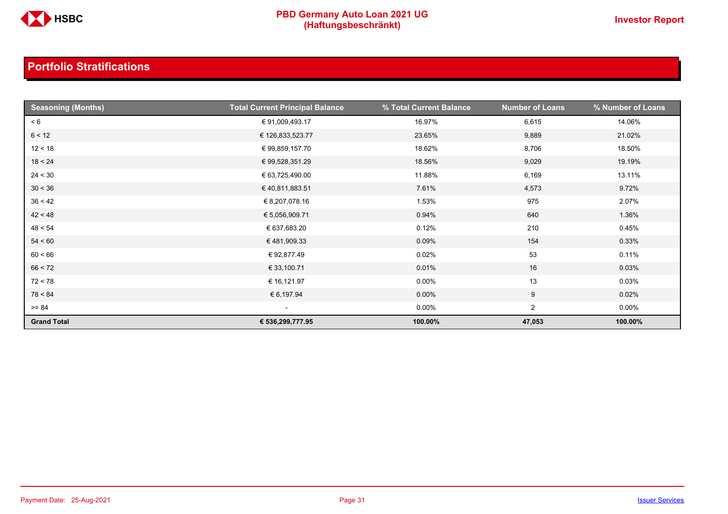## Portfolio Stratifications

| Seasoning (Months) | Total Current Principal Balance | % Total Current Balance | Number of Loans | % Number of Loans |
|---|---|---|---|---|
| < 6 | € 91,009,493.17 | 16.97% | 6,615 | 14.06% |
| 6 < 12 | € 126,833,523.77 | 23.65% | 9,889 | 21.02% |
| 12 < 18 | € 99,859,157.70 | 18.62% | 8,706 | 18.50% |
| 18 < 24 | € 99,528,351.29 | 18.56% | 9,029 | 19.19% |
| 24 < 30 | € 63,725,490.00 | 11.88% | 6,169 | 13.11% |
| 30 < 36 | € 40,811,883.51 | 7.61% | 4,573 | 9.72% |
| 36 < 42 | € 8,207,078.16 | 1.53% | 975 | 2.07% |
| 42 < 48 | € 5,056,909.71 | 0.94% | 640 | 1.36% |
| 48 < 54 | € 637,683.20 | 0.12% | 210 | 0.45% |
| 54 < 60 | € 481,909.33 | 0.09% | 154 | 0.33% |
| 60 < 66 | € 92,877.49 | 0.02% | 53 | 0.11% |
| 66 < 72 | € 33,100.71 | 0.01% | 16 | 0.03% |
| 72 < 78 | € 16,121.97 | 0.00% | 13 | 0.03% |
| 78 < 84 | € 6,197.94 | 0.00% | 9 | 0.02% |
| >= 84 | - | 0.00% | 2 | 0.00% |
| **Grand Total** | **€ 536,299,777.95** | **100.00%** | **47,053** | **100.00%** |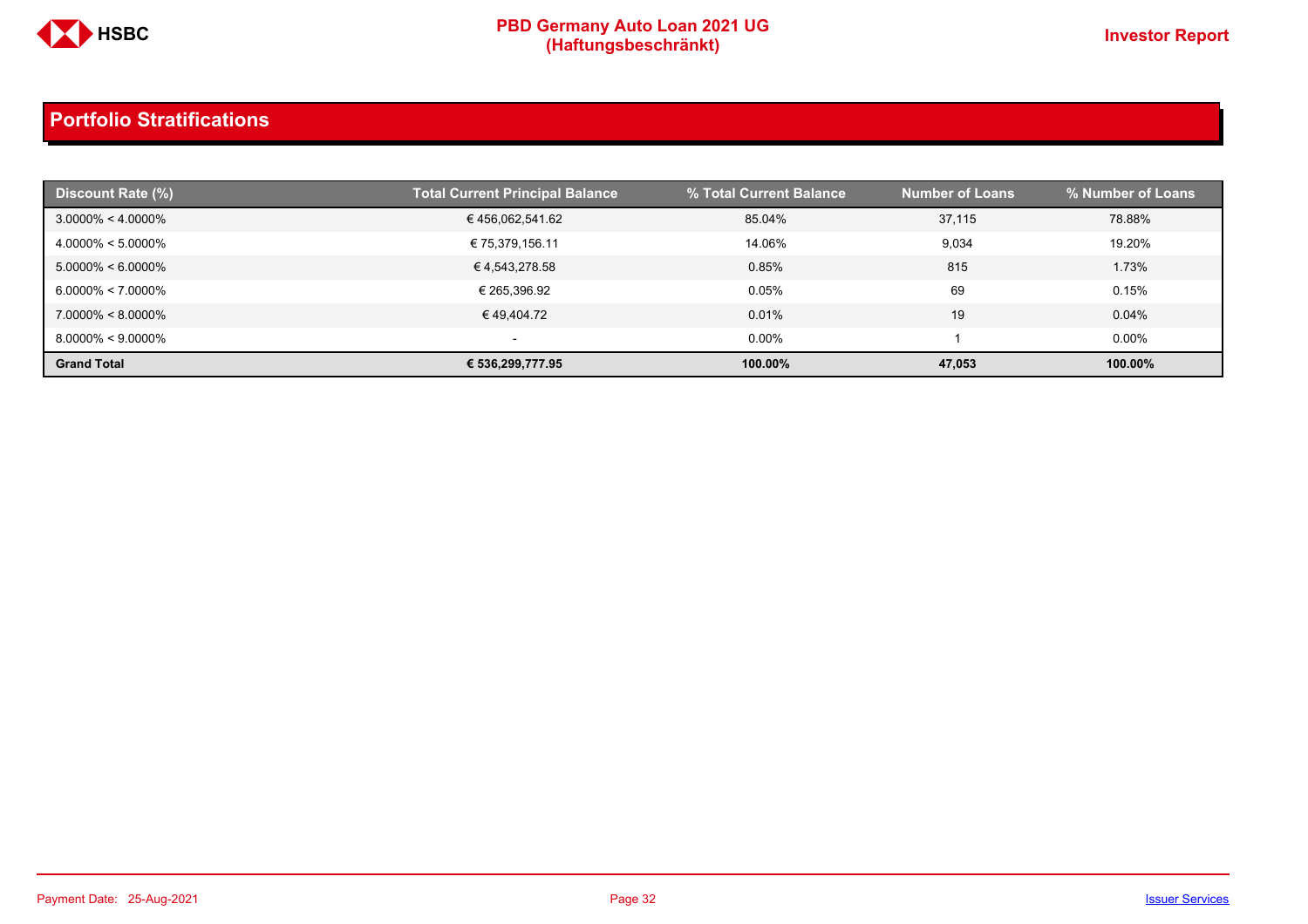## Portfolio Stratifications

| Discount Rate (%) | Total Current Principal Balance | % Total Current Balance | Number of Loans | % Number of Loans |
|---|---|---|---|---|
| 3.0000% < 4.0000% | € 456,062,541.62 | 85.04% | 37,115 | 78.88% |
| 4.0000% < 5.0000% | € 75,379,156.11 | 14.06% | 9,034 | 19.20% |
| 5.0000% < 6.0000% | € 4,543,278.58 | 0.85% | 815 | 1.73% |
| 6.0000% < 7.0000% | € 265,396.92 | 0.05% | 69 | 0.15% |
| 7.0000% < 8.0000% | € 49,404.72 | 0.01% | 19 | 0.04% |
| 8.0000% < 9.0000% | - | 0.00% | 1 | 0.00% |
| **Grand Total** | **€ 536,299,777.95** | **100.00%** | **47,053** | **100.00%** |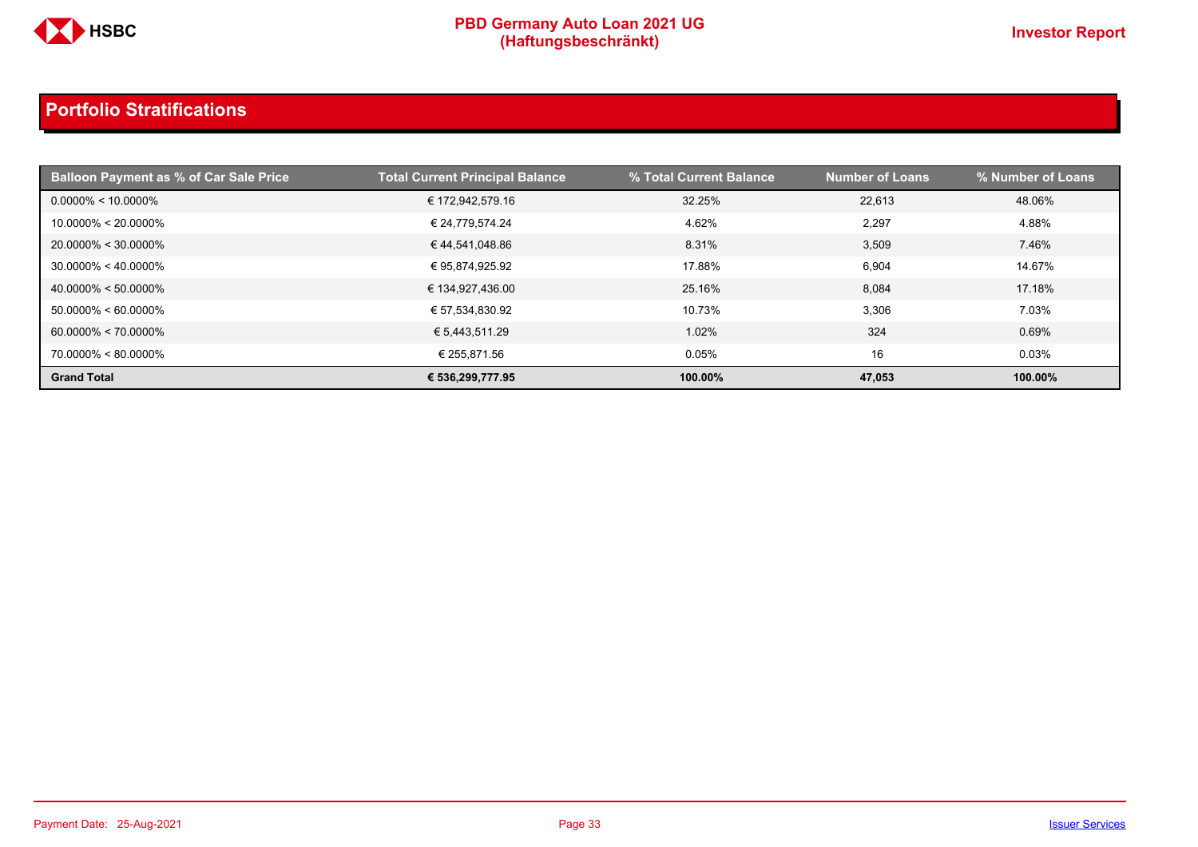## Portfolio Stratifications

| Balloon Payment as % of Car Sale Price | Total Current Principal Balance | % Total Current Balance | Number of Loans | % Number of Loans |
|---|---|---|---|---|
| 0.0000% < 10.0000% | € 172,942,579.16 | 32.25% | 22,613 | 48.06% |
| 10.0000% < 20.0000% | € 24,779,574.24 | 4.62% | 2,297 | 4.88% |
| 20.0000% < 30.0000% | € 44,541,048.86 | 8.31% | 3,509 | 7.46% |
| 30.0000% < 40.0000% | € 95,874,925.92 | 17.88% | 6,904 | 14.67% |
| 40.0000% < 50.0000% | € 134,927,436.00 | 25.16% | 8,084 | 17.18% |
| 50.0000% < 60.0000% | € 57,534,830.92 | 10.73% | 3,306 | 7.03% |
| 60.0000% < 70.0000% | € 5,443,511.29 | 1.02% | 324 | 0.69% |
| 70.0000% < 80.0000% | € 255,871.56 | 0.05% | 16 | 0.03% |
| **Grand Total** | **€ 536,299,777.95** | **100.00%** | **47,053** | **100.00%** |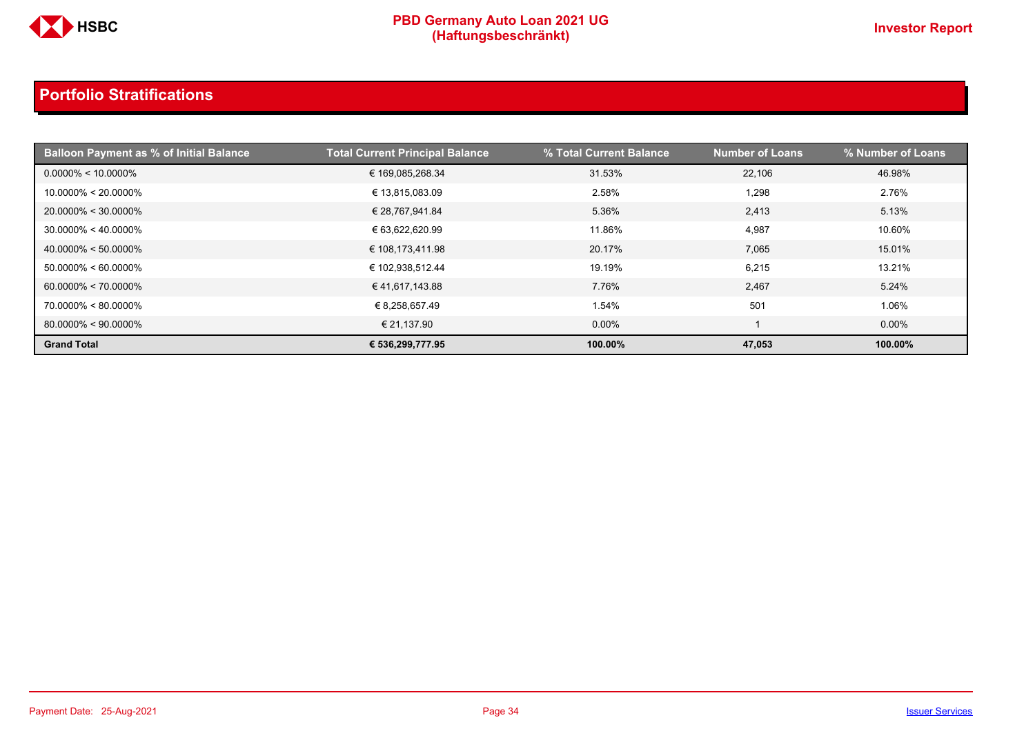## Portfolio Stratifications

| Balloon Payment as % of Initial Balance | Total Current Principal Balance | % Total Current Balance | Number of Loans | % Number of Loans |
|---|---|---|---|---|
| 0.0000% < 10.0000% | € 169,085,268.34 | 31.53% | 22,106 | 46.98% |
| 10.0000% < 20.0000% | € 13,815,083.09 | 2.58% | 1,298 | 2.76% |
| 20.0000% < 30.0000% | € 28,767,941.84 | 5.36% | 2,413 | 5.13% |
| 30.0000% < 40.0000% | € 63,622,620.99 | 11.86% | 4,987 | 10.60% |
| 40.0000% < 50.0000% | € 108,173,411.98 | 20.17% | 7,065 | 15.01% |
| 50.0000% < 60.0000% | € 102,938,512.44 | 19.19% | 6,215 | 13.21% |
| 60.0000% < 70.0000% | € 41,617,143.88 | 7.76% | 2,467 | 5.24% |
| 70.0000% < 80.0000% | € 8,258,657.49 | 1.54% | 501 | 1.06% |
| 80.0000% < 90.0000% | € 21,137.90 | 0.00% | 1 | 0.00% |
| **Grand Total** | **€ 536,299,777.95** | **100.00%** | **47,053** | **100.00%** |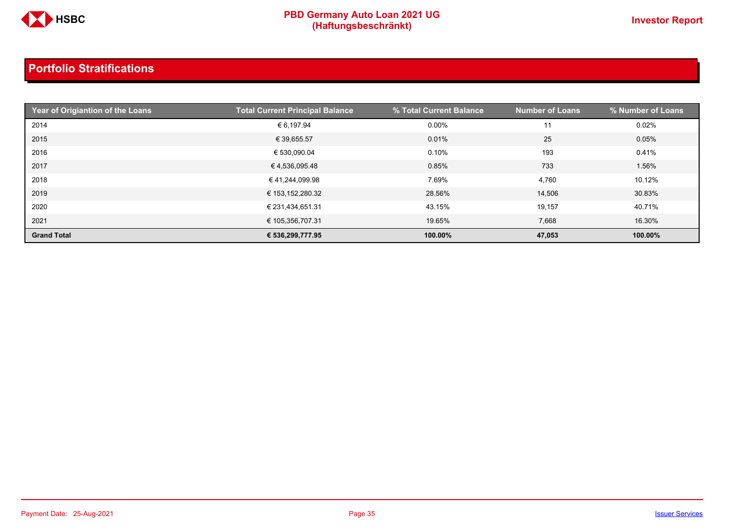## Portfolio Stratifications

| Year of Origiantion of the Loans | Total Current Principal Balance | % Total Current Balance | Number of Loans | % Number of Loans |
|---|---|---|---|---|
| 2014 | € 6,197.94 | 0.00% | 11 | 0.02% |
| 2015 | € 39,655.57 | 0.01% | 25 | 0.05% |
| 2016 | € 530,090.04 | 0.10% | 193 | 0.41% |
| 2017 | € 4,536,095.48 | 0.85% | 733 | 1.56% |
| 2018 | € 41,244,099.98 | 7.69% | 4,760 | 10.12% |
| 2019 | € 153,152,280.32 | 28.56% | 14,506 | 30.83% |
| 2020 | € 231,434,651.31 | 43.15% | 19,157 | 40.71% |
| 2021 | € 105,356,707.31 | 19.65% | 7,668 | 16.30% |
| **Grand Total** | **€ 536,299,777.95** | **100.00%** | **47,053** | **100.00%** |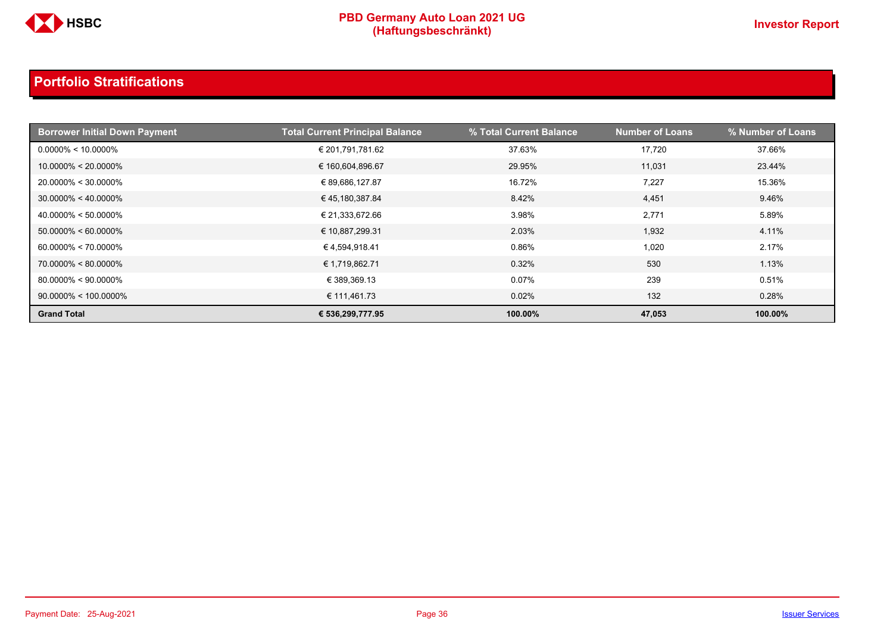## Portfolio Stratifications

| Borrower Initial Down Payment | Total Current Principal Balance | % Total Current Balance | Number of Loans | % Number of Loans |
|---|---|---|---|---|
| 0.0000% < 10.0000% | € 201,791,781.62 | 37.63% | 17,720 | 37.66% |
| 10.0000% < 20.0000% | € 160,604,896.67 | 29.95% | 11,031 | 23.44% |
| 20.0000% < 30.0000% | € 89,686,127.87 | 16.72% | 7,227 | 15.36% |
| 30.0000% < 40.0000% | € 45,180,387.84 | 8.42% | 4,451 | 9.46% |
| 40.0000% < 50.0000% | € 21,333,672.66 | 3.98% | 2,771 | 5.89% |
| 50.0000% < 60.0000% | € 10,887,299.31 | 2.03% | 1,932 | 4.11% |
| 60.0000% < 70.0000% | € 4,594,918.41 | 0.86% | 1,020 | 2.17% |
| 70.0000% < 80.0000% | € 1,719,862.71 | 0.32% | 530 | 1.13% |
| 80.0000% < 90.0000% | € 389,369.13 | 0.07% | 239 | 0.51% |
| 90.0000% < 100.0000% | € 111,461.73 | 0.02% | 132 | 0.28% |
| **Grand Total** | **€ 536,299,777.95** | **100.00%** | **47,053** | **100.00%** |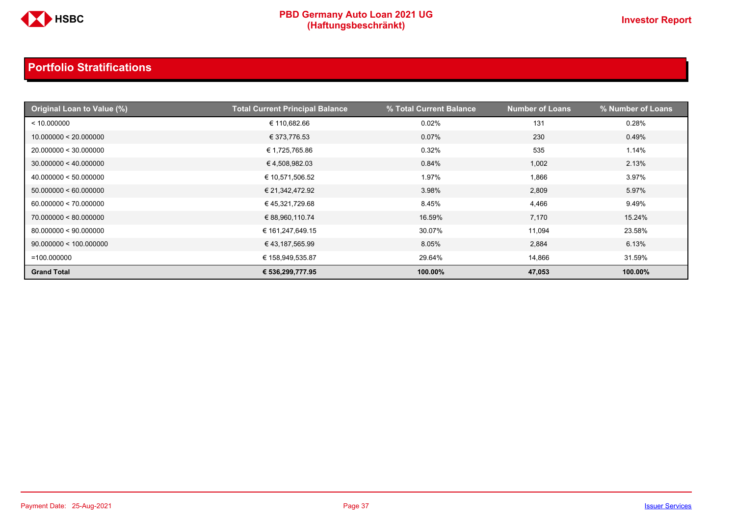## Portfolio Stratifications

| Original Loan to Value (%) | Total Current Principal Balance | % Total Current Balance | Number of Loans | % Number of Loans |
|---|---|---|---|---|
| < 10.000000 | € 110,682.66 | 0.02% | 131 | 0.28% |
| 10.000000 < 20.000000 | € 373,776.53 | 0.07% | 230 | 0.49% |
| 20.000000 < 30.000000 | € 1,725,765.86 | 0.32% | 535 | 1.14% |
| 30.000000 < 40.000000 | € 4,508,982.03 | 0.84% | 1,002 | 2.13% |
| 40.000000 < 50.000000 | € 10,571,506.52 | 1.97% | 1,866 | 3.97% |
| 50.000000 < 60.000000 | € 21,342,472.92 | 3.98% | 2,809 | 5.97% |
| 60.000000 < 70.000000 | € 45,321,729.68 | 8.45% | 4,466 | 9.49% |
| 70.000000 < 80.000000 | € 88,960,110.74 | 16.59% | 7,170 | 15.24% |
| 80.000000 < 90.000000 | € 161,247,649.15 | 30.07% | 11,094 | 23.58% |
| 90.000000 < 100.000000 | € 43,187,565.99 | 8.05% | 2,884 | 6.13% |
| =100.000000 | € 158,949,535.87 | 29.64% | 14,866 | 31.59% |
| **Grand Total** | **€ 536,299,777.95** | **100.00%** | **47,053** | **100.00%** |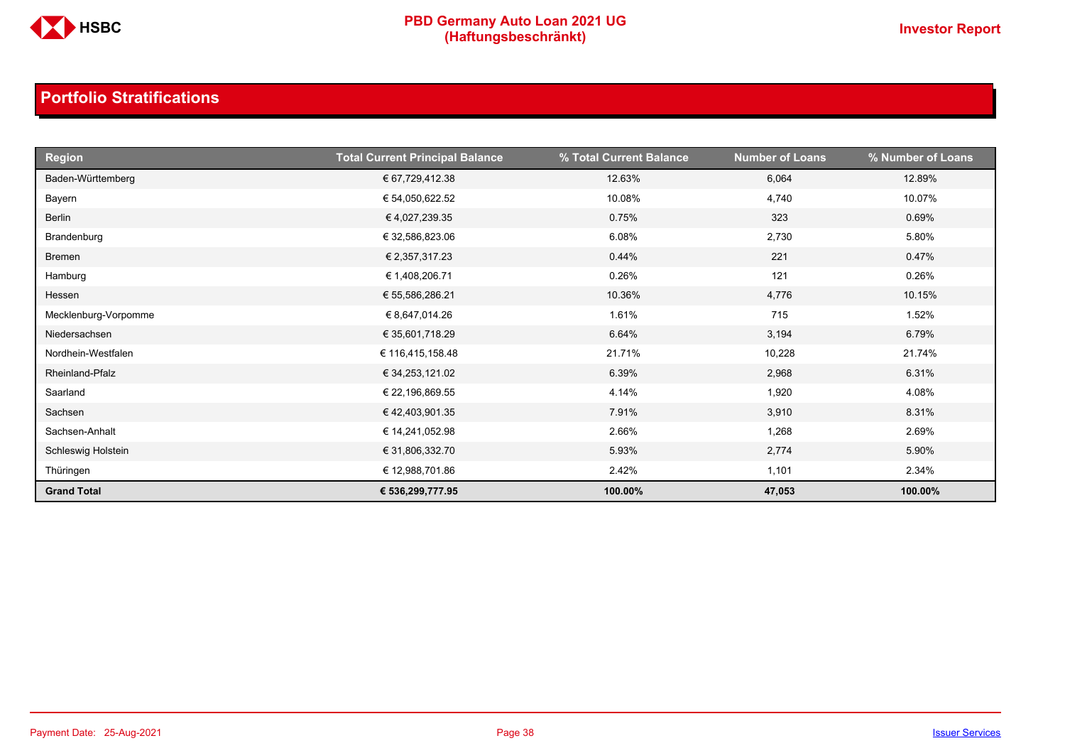## Portfolio Stratifications

| Region | Total Current Principal Balance | % Total Current Balance | Number of Loans | % Number of Loans |
|---|---|---|---|---|
| Baden-Württemberg | € 67,729,412.38 | 12.63% | 6,064 | 12.89% |
| Bayern | € 54,050,622.52 | 10.08% | 4,740 | 10.07% |
| Berlin | € 4,027,239.35 | 0.75% | 323 | 0.69% |
| Brandenburg | € 32,586,823.06 | 6.08% | 2,730 | 5.80% |
| Bremen | € 2,357,317.23 | 0.44% | 221 | 0.47% |
| Hamburg | € 1,408,206.71 | 0.26% | 121 | 0.26% |
| Hessen | € 55,586,286.21 | 10.36% | 4,776 | 10.15% |
| Mecklenburg-Vorpomme | € 8,647,014.26 | 1.61% | 715 | 1.52% |
| Niedersachsen | € 35,601,718.29 | 6.64% | 3,194 | 6.79% |
| Nordhein-Westfalen | € 116,415,158.48 | 21.71% | 10,228 | 21.74% |
| Rheinland-Pfalz | € 34,253,121.02 | 6.39% | 2,968 | 6.31% |
| Saarland | € 22,196,869.55 | 4.14% | 1,920 | 4.08% |
| Sachsen | € 42,403,901.35 | 7.91% | 3,910 | 8.31% |
| Sachsen-Anhalt | € 14,241,052.98 | 2.66% | 1,268 | 2.69% |
| Schleswig Holstein | € 31,806,332.70 | 5.93% | 2,774 | 5.90% |
| Thüringen | € 12,988,701.86 | 2.42% | 1,101 | 2.34% |
| **Grand Total** | **€ 536,299,777.95** | **100.00%** | **47,053** | **100.00%** |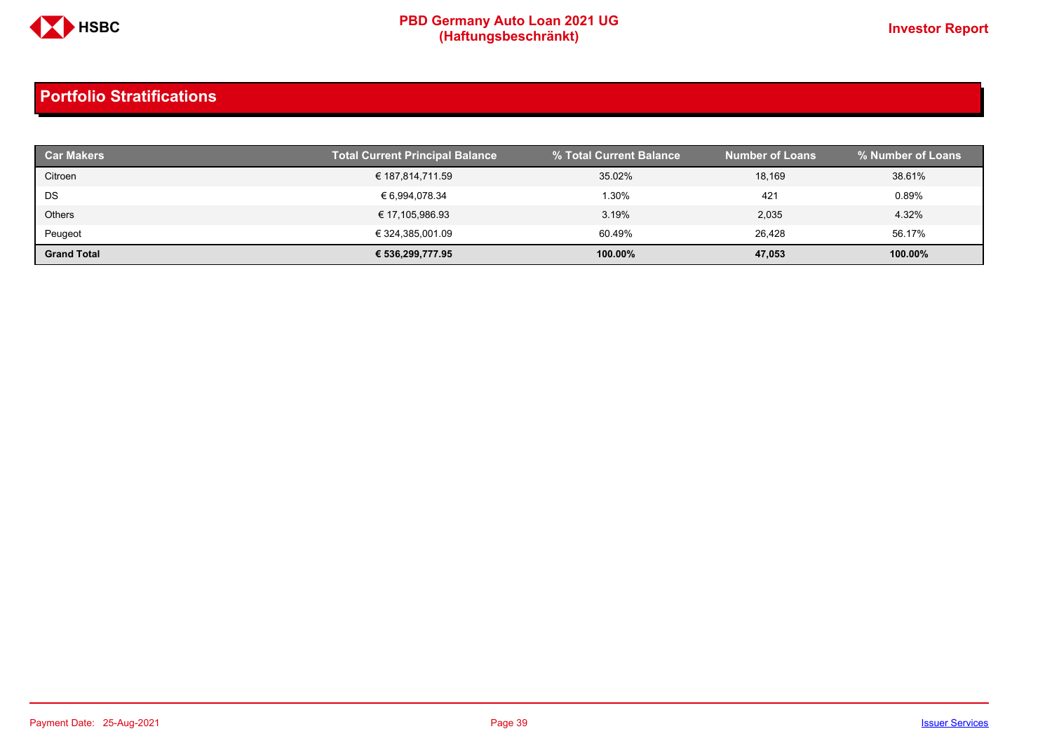## Portfolio Stratifications

| Car Makers | Total Current Principal Balance | % Total Current Balance | Number of Loans | % Number of Loans |
|---|---|---|---|---|
| Citroen | € 187,814,711.59 | 35.02% | 18,169 | 38.61% |
| DS | € 6,994,078.34 | 1.30% | 421 | 0.89% |
| Others | € 17,105,986.93 | 3.19% | 2,035 | 4.32% |
| Peugeot | € 324,385,001.09 | 60.49% | 26,428 | 56.17% |
| **Grand Total** | **€ 536,299,777.95** | **100.00%** | **47,053** | **100.00%** |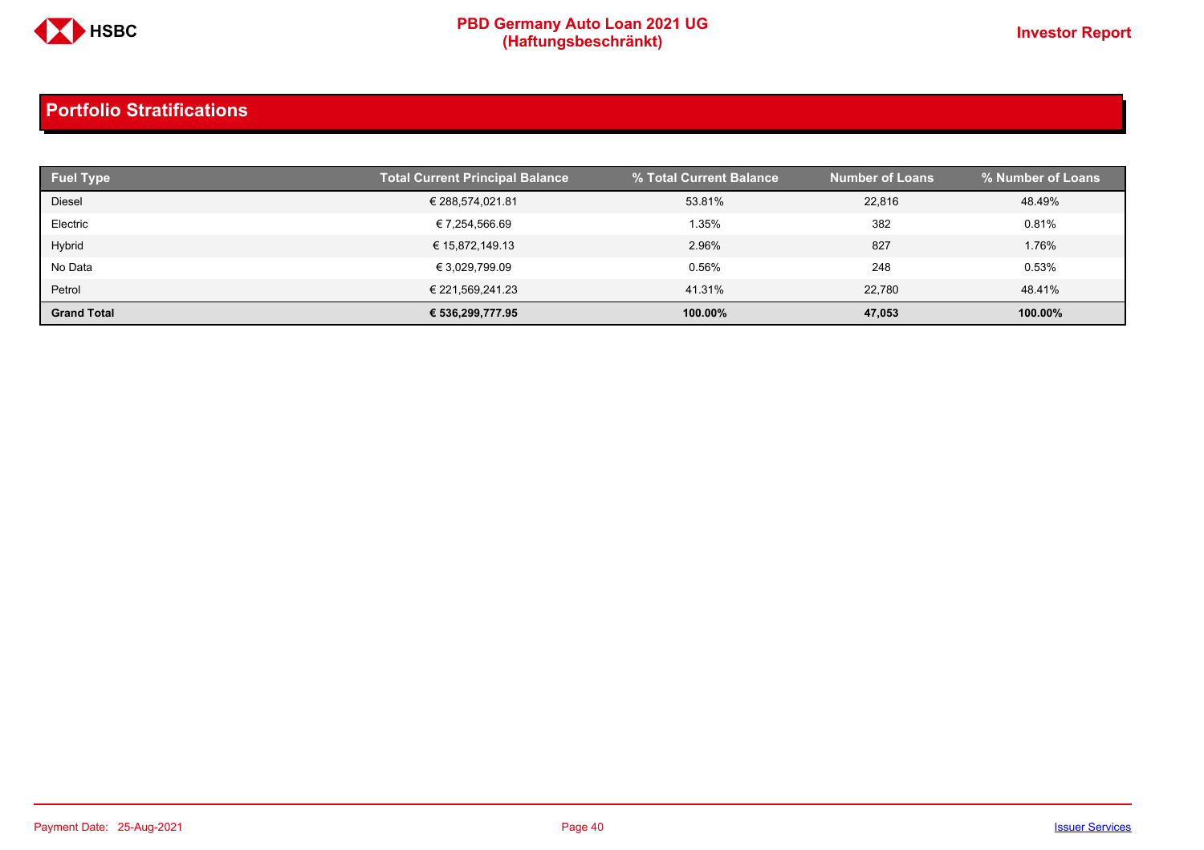## Portfolio Stratifications

| Fuel Type | Total Current Principal Balance | % Total Current Balance | Number of Loans | % Number of Loans |
|---|---|---|---|---|
| Diesel | € 288,574,021.81 | 53.81% | 22,816 | 48.49% |
| Electric | € 7,254,566.69 | 1.35% | 382 | 0.81% |
| Hybrid | € 15,872,149.13 | 2.96% | 827 | 1.76% |
| No Data | € 3,029,799.09 | 0.56% | 248 | 0.53% |
| Petrol | € 221,569,241.23 | 41.31% | 22,780 | 48.41% |
| **Grand Total** | **€ 536,299,777.95** | **100.00%** | **47,053** | **100.00%** |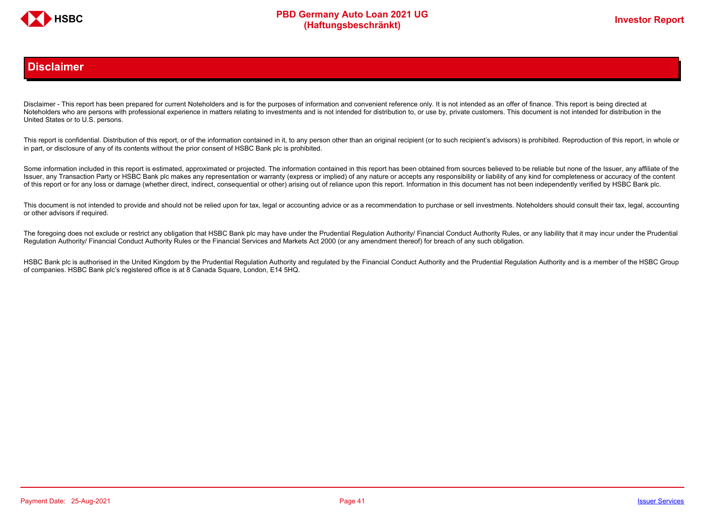## Disclaimer

Disclaimer - This report has been prepared for current Noteholders and is for the purposes of information and convenient reference only. It is not intended as an offer of finance. This report is being directed at Noteholders who are persons with professional experience in matters relating to investments and is not intended for distribution to, or use by, private customers. This document is not intended for distribution in the United States or to U.S. persons.

This report is confidential. Distribution of this report, or of the information contained in it, to any person other than an original recipient (or to such recipient's advisors) is prohibited. Reproduction of this report, in whole or in part, or disclosure of any of its contents without the prior consent of HSBC Bank plc is prohibited.

Some information included in this report is estimated, approximated or projected. The information contained in this report has been obtained from sources believed to be reliable but none of the Issuer, any affiliate of the Issuer, any Transaction Party or HSBC Bank plc makes any representation or warranty (express or implied) of any nature or accepts any responsibility or liability of any kind for completeness or accuracy of the content of this report or for any loss or damage (whether direct, indirect, consequential or other) arising out of reliance upon this report. Information in this document has not been independently verified by HSBC Bank plc.

This document is not intended to provide and should not be relied upon for tax, legal or accounting advice or as a recommendation to purchase or sell investments. Noteholders should consult their tax, legal, accounting or other advisors if required.

The foregoing does not exclude or restrict any obligation that HSBC Bank plc may have under the Prudential Regulation Authority/ Financial Conduct Authority Rules, or any liability that it may incur under the Prudential Regulation Authority/ Financial Conduct Authority Rules or the Financial Services and Markets Act 2000 (or any amendment thereof) for breach of any such obligation.

HSBC Bank plc is authorised in the United Kingdom by the Prudential Regulation Authority and regulated by the Financial Conduct Authority and the Prudential Regulation Authority and is a member of the HSBC Group of companies. HSBC Bank plc's registered office is at 8 Canada Square, London, E14 5HQ.